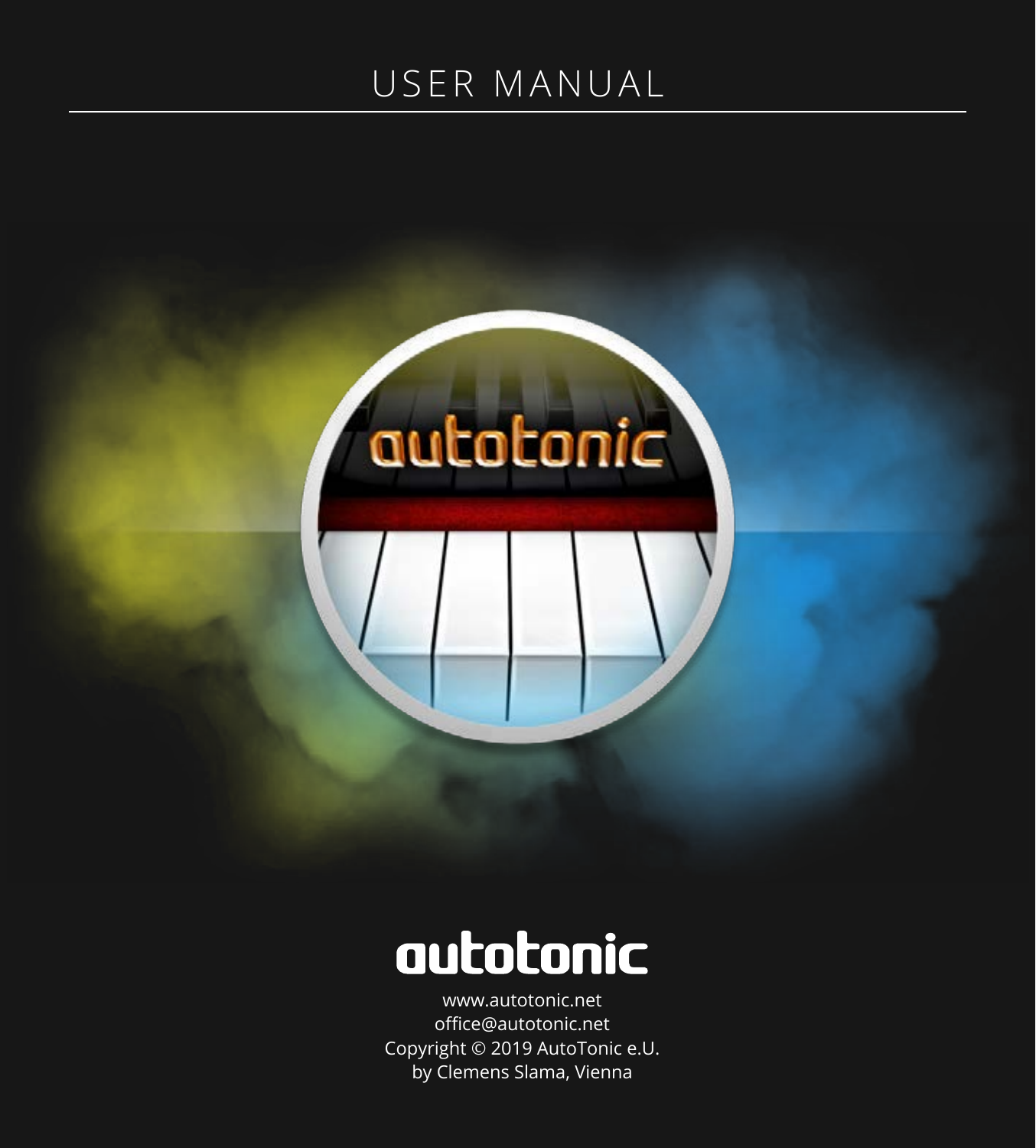# USER MANUAL

autotonic

www.autotonic.net
office@autotonic.net
Copyright © 2019 AutoTonic e.U.
by Clemens Slama, Vienna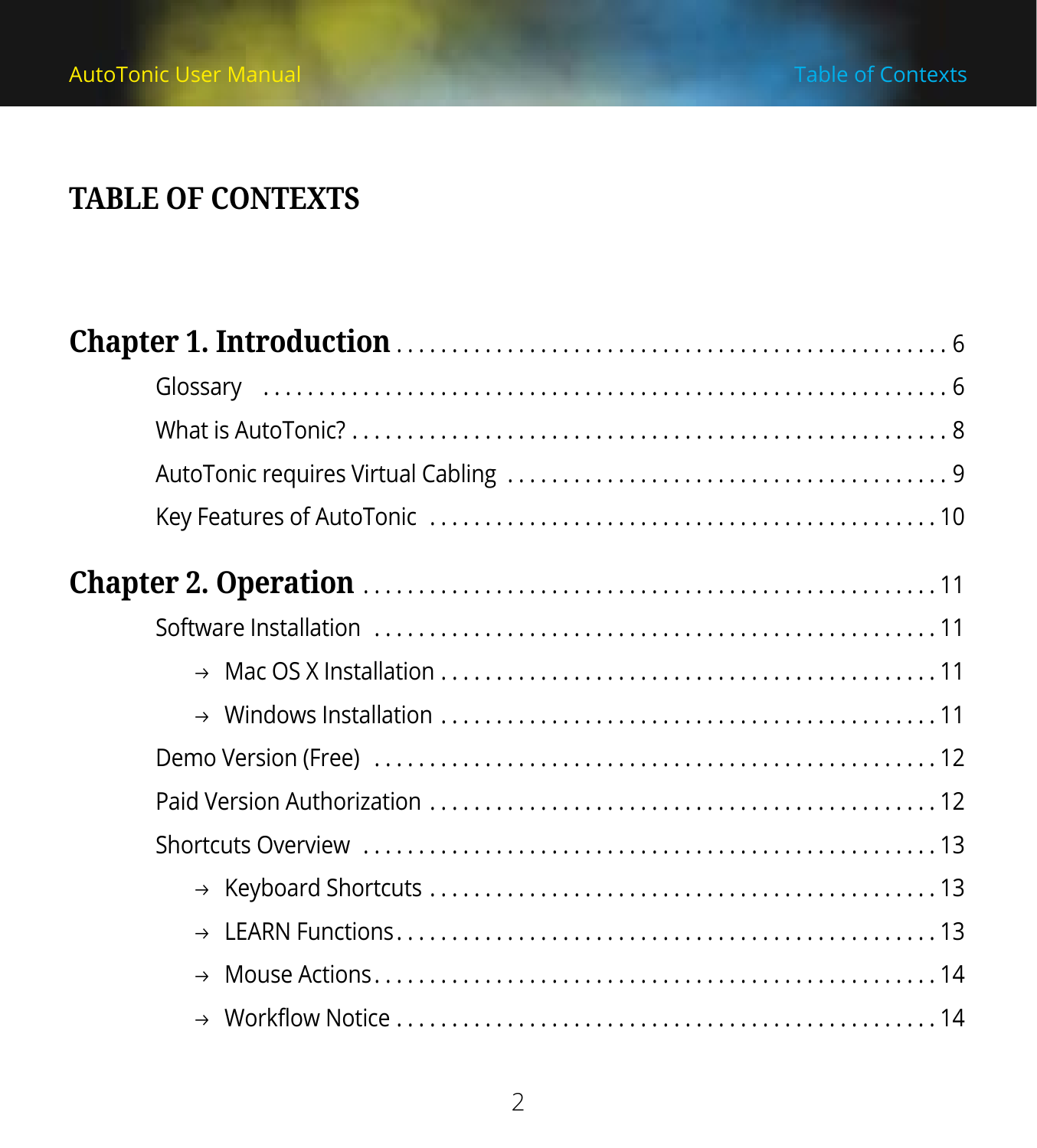# TABLE OF CONTEXTS

**Chapter 1. Introduction** . . . . . . . . . . 6

- Glossary . . . . . . . . . . 6
- What is AutoTonic? . . . . . . . . . . 8
- AutoTonic requires Virtual Cabling . . . . . . . . . . 9
- Key Features of AutoTonic . . . . . . . . . . 10

**Chapter 2. Operation** . . . . . . . . . . 11

- Software Installation . . . . . . . . . . 11
  - → Mac OS X Installation . . . . . . . . . . 11
  - → Windows Installation . . . . . . . . . . 11
- Demo Version (Free) . . . . . . . . . . 12
- Paid Version Authorization . . . . . . . . . . 12
- Shortcuts Overview . . . . . . . . . . 13
  - → Keyboard Shortcuts . . . . . . . . . . 13
  - → LEARN Functions . . . . . . . . . . 13
  - → Mouse Actions . . . . . . . . . . 14
  - → Workflow Notice . . . . . . . . . . 14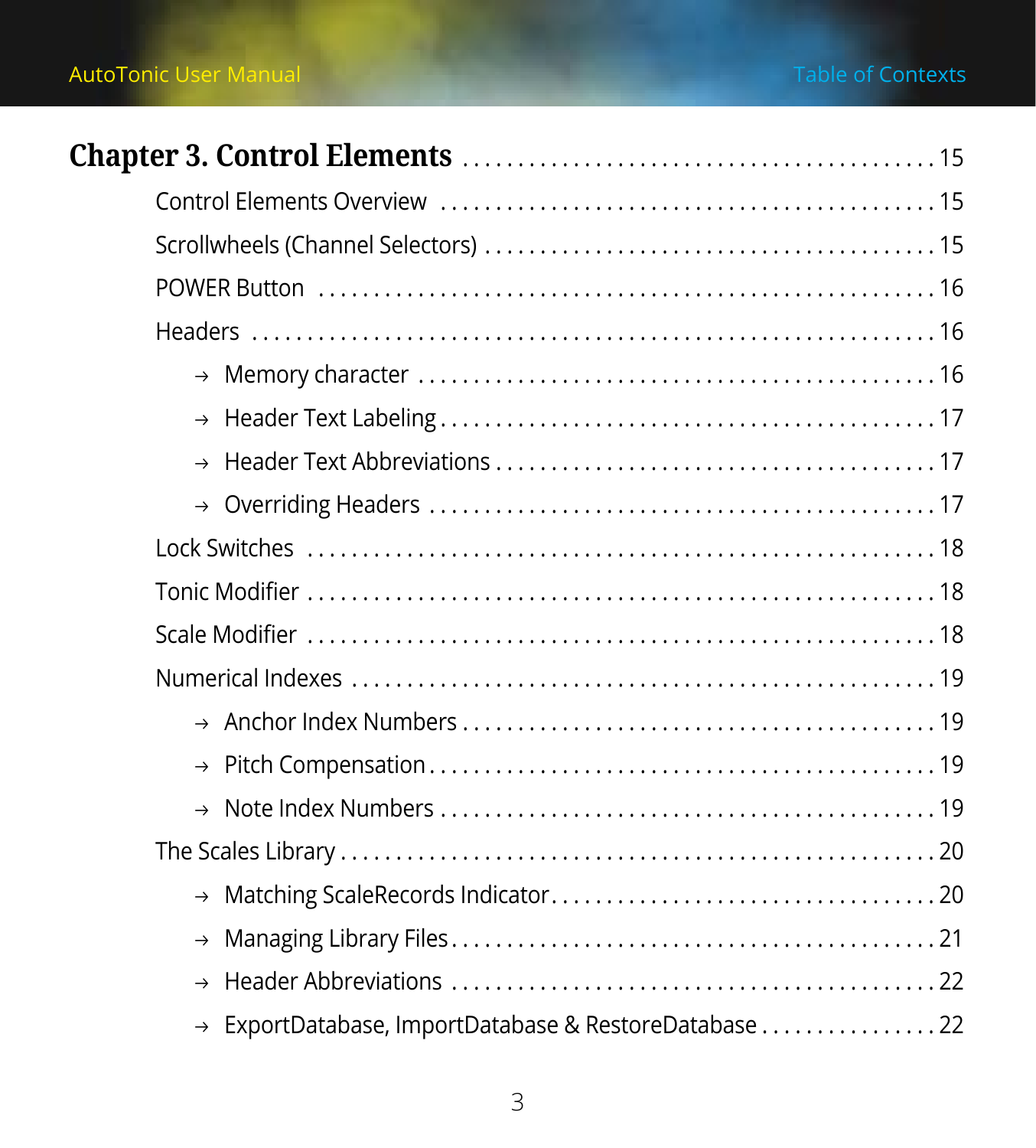**Chapter 3. Control Elements** . . . . . . . . . . . . . . . . . . . . . . . . . . . . . . . . . . . . . . . 15

- Control Elements Overview . . . . . . . . . . . . . . . . . . . . . . . . . . . . . . . . . . . . . . 15
- Scrollwheels (Channel Selectors) . . . . . . . . . . . . . . . . . . . . . . . . . . . . . . . . . 15
- POWER Button . . . . . . . . . . . . . . . . . . . . . . . . . . . . . . . . . . . . . . . . . . . . . . . . 16
- Headers . . . . . . . . . . . . . . . . . . . . . . . . . . . . . . . . . . . . . . . . . . . . . . . . . . . . . . 16
  - → Memory character . . . . . . . . . . . . . . . . . . . . . . . . . . . . . . . . . . . . . . . . . . 16
  - → Header Text Labeling . . . . . . . . . . . . . . . . . . . . . . . . . . . . . . . . . . . . . . . . 17
  - → Header Text Abbreviations . . . . . . . . . . . . . . . . . . . . . . . . . . . . . . . . . . . 17
  - → Overriding Headers . . . . . . . . . . . . . . . . . . . . . . . . . . . . . . . . . . . . . . . . . 17
- Lock Switches . . . . . . . . . . . . . . . . . . . . . . . . . . . . . . . . . . . . . . . . . . . . . . . . 18
- Tonic Modifier . . . . . . . . . . . . . . . . . . . . . . . . . . . . . . . . . . . . . . . . . . . . . . . . 18
- Scale Modifier . . . . . . . . . . . . . . . . . . . . . . . . . . . . . . . . . . . . . . . . . . . . . . . . 18
- Numerical Indexes . . . . . . . . . . . . . . . . . . . . . . . . . . . . . . . . . . . . . . . . . . . . . 19
  - → Anchor Index Numbers . . . . . . . . . . . . . . . . . . . . . . . . . . . . . . . . . . . . . . 19
  - → Pitch Compensation . . . . . . . . . . . . . . . . . . . . . . . . . . . . . . . . . . . . . . . . 19
  - → Note Index Numbers . . . . . . . . . . . . . . . . . . . . . . . . . . . . . . . . . . . . . . . . 19
- The Scales Library . . . . . . . . . . . . . . . . . . . . . . . . . . . . . . . . . . . . . . . . . . . . . 20
  - → Matching ScaleRecords Indicator . . . . . . . . . . . . . . . . . . . . . . . . . . . . . . 20
  - → Managing Library Files . . . . . . . . . . . . . . . . . . . . . . . . . . . . . . . . . . . . . . 21
  - → Header Abbreviations . . . . . . . . . . . . . . . . . . . . . . . . . . . . . . . . . . . . . . . 22
  - → ExportDatabase, ImportDatabase & RestoreDatabase . . . . . . . . . . . . . . . . 22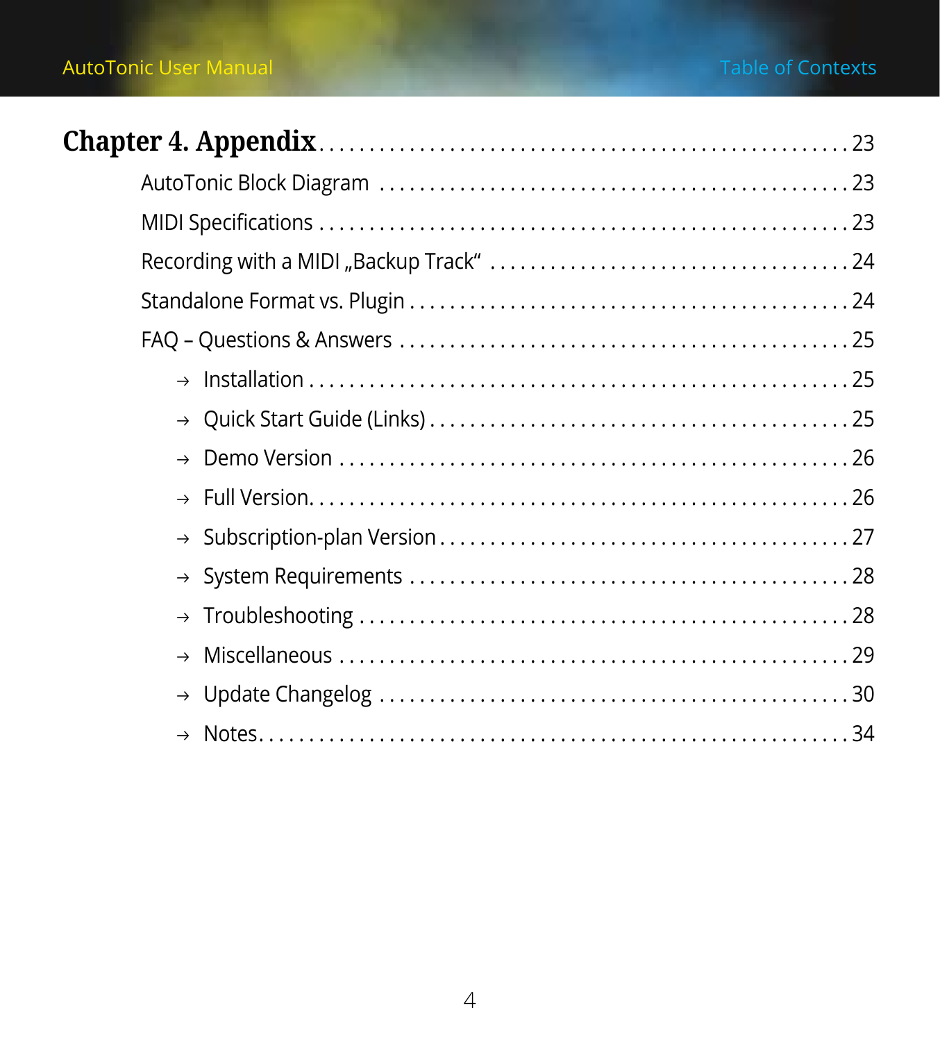**Chapter 4. Appendix** . . . . . . . . . . . . . . . . . . . . . . . . . . . . . . . . . . . . . . . . . . . . 23

- AutoTonic Block Diagram . . . . . . . . . . . . . . . . . . . . . . . . . . . . . . . . . . . . . . 23
- MIDI Specifications . . . . . . . . . . . . . . . . . . . . . . . . . . . . . . . . . . . . . . . . . . . 23
- Recording with a MIDI „Backup Track“ . . . . . . . . . . . . . . . . . . . . . . . . . . . . . . 24
- Standalone Format vs. Plugin . . . . . . . . . . . . . . . . . . . . . . . . . . . . . . . . . . . . 24
- FAQ – Questions & Answers . . . . . . . . . . . . . . . . . . . . . . . . . . . . . . . . . . . . . 25
  - → Installation . . . . . . . . . . . . . . . . . . . . . . . . . . . . . . . . . . . . . . . . . . . . 25
  - → Quick Start Guide (Links) . . . . . . . . . . . . . . . . . . . . . . . . . . . . . . . . . . . 25
  - → Demo Version . . . . . . . . . . . . . . . . . . . . . . . . . . . . . . . . . . . . . . . . . . . 26
  - → Full Version. . . . . . . . . . . . . . . . . . . . . . . . . . . . . . . . . . . . . . . . . . . . . 26
  - → Subscription-plan Version . . . . . . . . . . . . . . . . . . . . . . . . . . . . . . . . . . . 27
  - → System Requirements . . . . . . . . . . . . . . . . . . . . . . . . . . . . . . . . . . . . . . 28
  - → Troubleshooting . . . . . . . . . . . . . . . . . . . . . . . . . . . . . . . . . . . . . . . . . . 28
  - → Miscellaneous . . . . . . . . . . . . . . . . . . . . . . . . . . . . . . . . . . . . . . . . . . . 29
  - → Update Changelog . . . . . . . . . . . . . . . . . . . . . . . . . . . . . . . . . . . . . . . . 30
  - → Notes. . . . . . . . . . . . . . . . . . . . . . . . . . . . . . . . . . . . . . . . . . . . . . . . . 34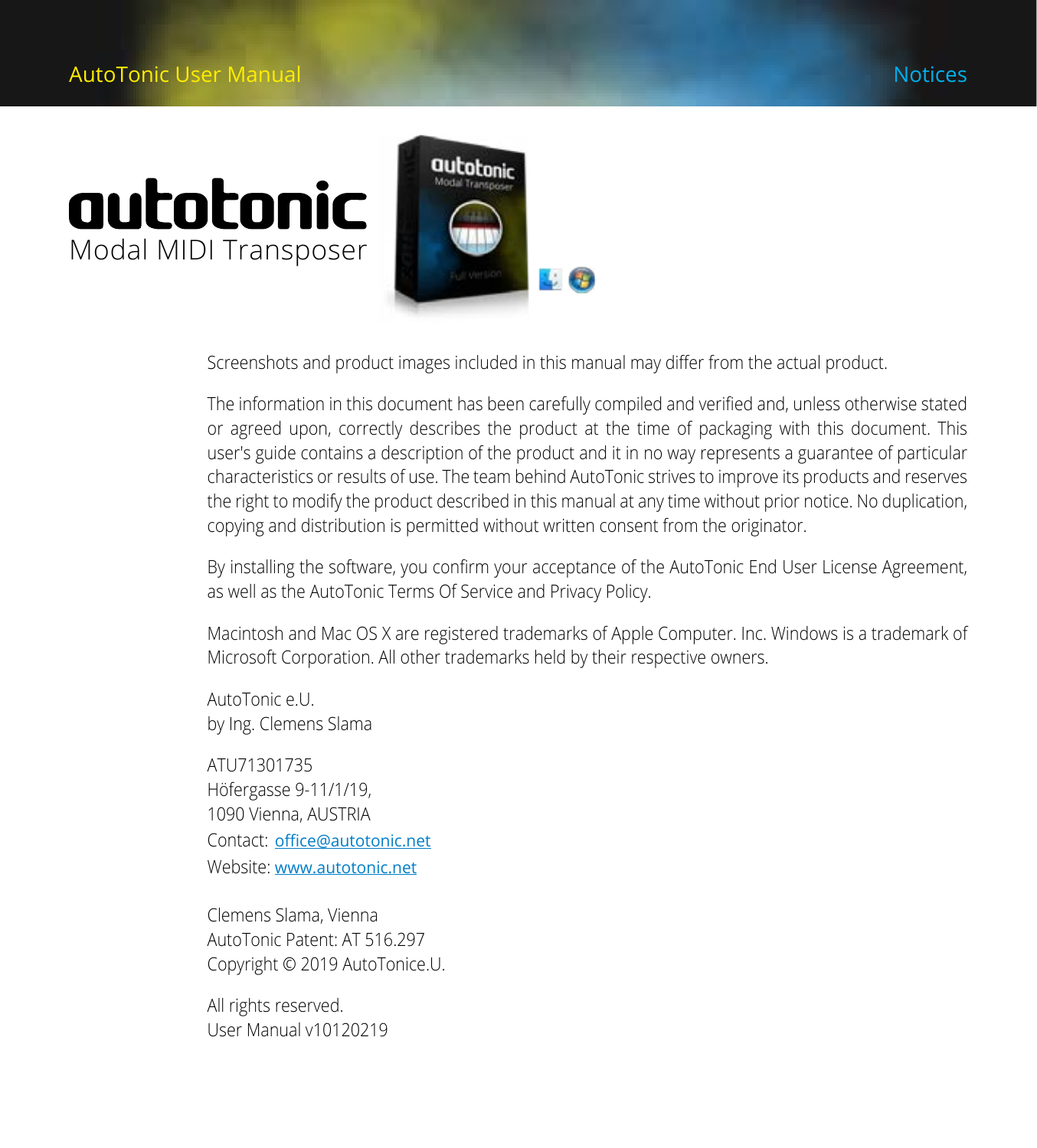# autotonic

Modal MIDI Transposer

Screenshots and product images included in this manual may differ from the actual product.

The information in this document has been carefully compiled and verified and, unless otherwise stated or agreed upon, correctly describes the product at the time of packaging with this document. This user's guide contains a description of the product and it in no way represents a guarantee of particular characteristics or results of use. The team behind AutoTonic strives to improve its products and reserves the right to modify the product described in this manual at any time without prior notice. No duplication, copying and distribution is permitted without written consent from the originator.

By installing the software, you confirm your acceptance of the AutoTonic End User License Agreement, as well as the AutoTonic Terms Of Service and Privacy Policy.

Macintosh and Mac OS X are registered trademarks of Apple Computer. Inc. Windows is a trademark of Microsoft Corporation. All other trademarks held by their respective owners.

AutoTonic e.U.  
by Ing. Clemens Slama

ATU71301735  
Höfergasse 9-11/1/19,  
1090 Vienna, AUSTRIA  
Contact: office@autotonic.net  
Website: www.autotonic.net

Clemens Slama, Vienna  
AutoTonic Patent: AT 516.297  
Copyright © 2019 AutoTonice.U.

All rights reserved.  
User Manual v10120219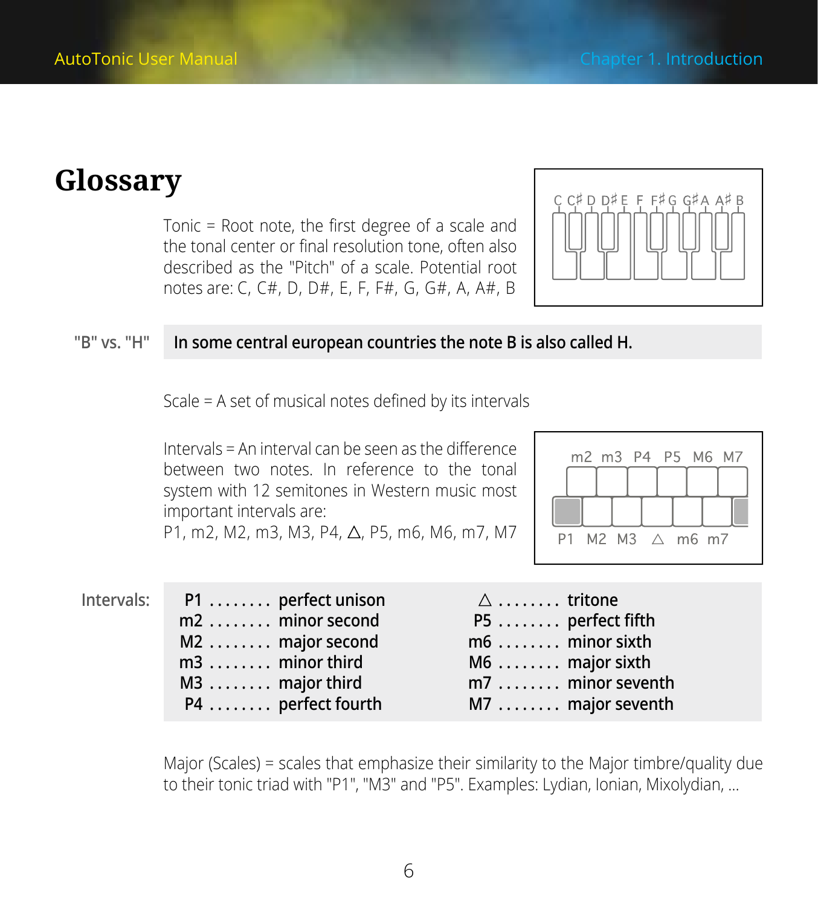# Glossary

Tonic = Root note, the first degree of a scale and the tonal center or final resolution tone, often also described as the "Pitch" of a scale. Potential root notes are: C, C#, D, D#, E, F, F#, G, G#, A, A#, B

"B" vs. "H" **In some central european countries the note B is also called H.**

Scale = A set of musical notes defined by its intervals

Intervals = An interval can be seen as the difference between two notes. In reference to the tonal system with 12 semitones in Western music most important intervals are:
P1, m2, M2, m3, M3, P4, △, P5, m6, M6, m7, M7

**Intervals:**

| | | | |
|---|---|---|---|
| **P1** | **perfect unison** | **△** | **tritone** |
| **m2** | **minor second** | **P5** | **perfect fifth** |
| **M2** | **major second** | **m6** | **minor sixth** |
| **m3** | **minor third** | **M6** | **major sixth** |
| **M3** | **major third** | **m7** | **minor seventh** |
| **P4** | **perfect fourth** | **M7** | **major seventh** |

Major (Scales) = scales that emphasize their similarity to the Major timbre/quality due to their tonic triad with "P1", "M3" and "P5". Examples: Lydian, Ionian, Mixolydian, ...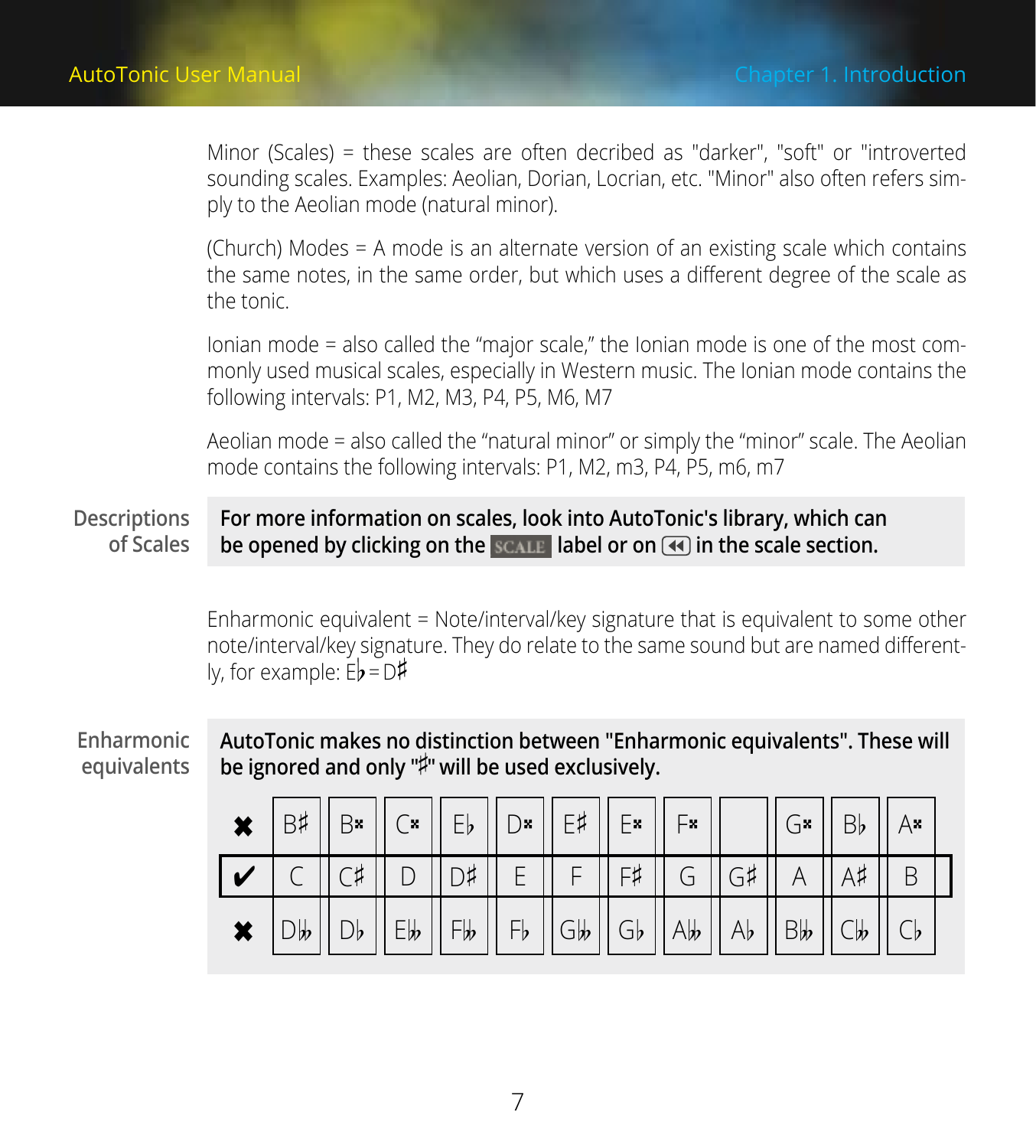Minor (Scales) = these scales are often decribed as "darker", "soft" or "introverted sounding scales. Examples: Aeolian, Dorian, Locrian, etc. "Minor" also often refers simply to the Aeolian mode (natural minor).

(Church) Modes = A mode is an alternate version of an existing scale which contains the same notes, in the same order, but which uses a different degree of the scale as the tonic.

Ionian mode = also called the “major scale,” the Ionian mode is one of the most commonly used musical scales, especially in Western music. The Ionian mode contains the following intervals: P1, M2, M3, P4, P5, M6, M7

Aeolian mode = also called the “natural minor” or simply the “minor” scale. The Aeolian mode contains the following intervals: P1, M2, m3, P4, P5, m6, m7

**Descriptions of Scales**

**For more information on scales, look into AutoTonic's library, which can be opened by clicking on the SCALE label or on ⏪ in the scale section.**

Enharmonic equivalent = Note/interval/key signature that is equivalent to some other note/interval/key signature. They do relate to the same sound but are named differently, for example: E♭ = D♯

**Enharmonic equivalents**

**AutoTonic makes no distinction between "Enharmonic equivalents". These will be ignored and only "♯" will be used exclusively.**

| | | | | | | | | | | | | |
|---|---|---|---|---|---|---|---|---|---|---|---|---|
| ✖ | B♯ | B𝄪 | C𝄪 | E♭ | D𝄪 | E♯ | E𝄪 | F𝄪 | | G𝄪 | B♭ | A𝄪 |
| ✔ | C | C♯ | D | D♯ | E | F | F♯ | G | G♯ | A | A♯ | B |
| ✖ | D𝄫 | D♭ | E𝄫 | F𝄫 | F♭ | G𝄫 | G♭ | A𝄫 | A♭ | B𝄫 | C𝄫 | C♭ |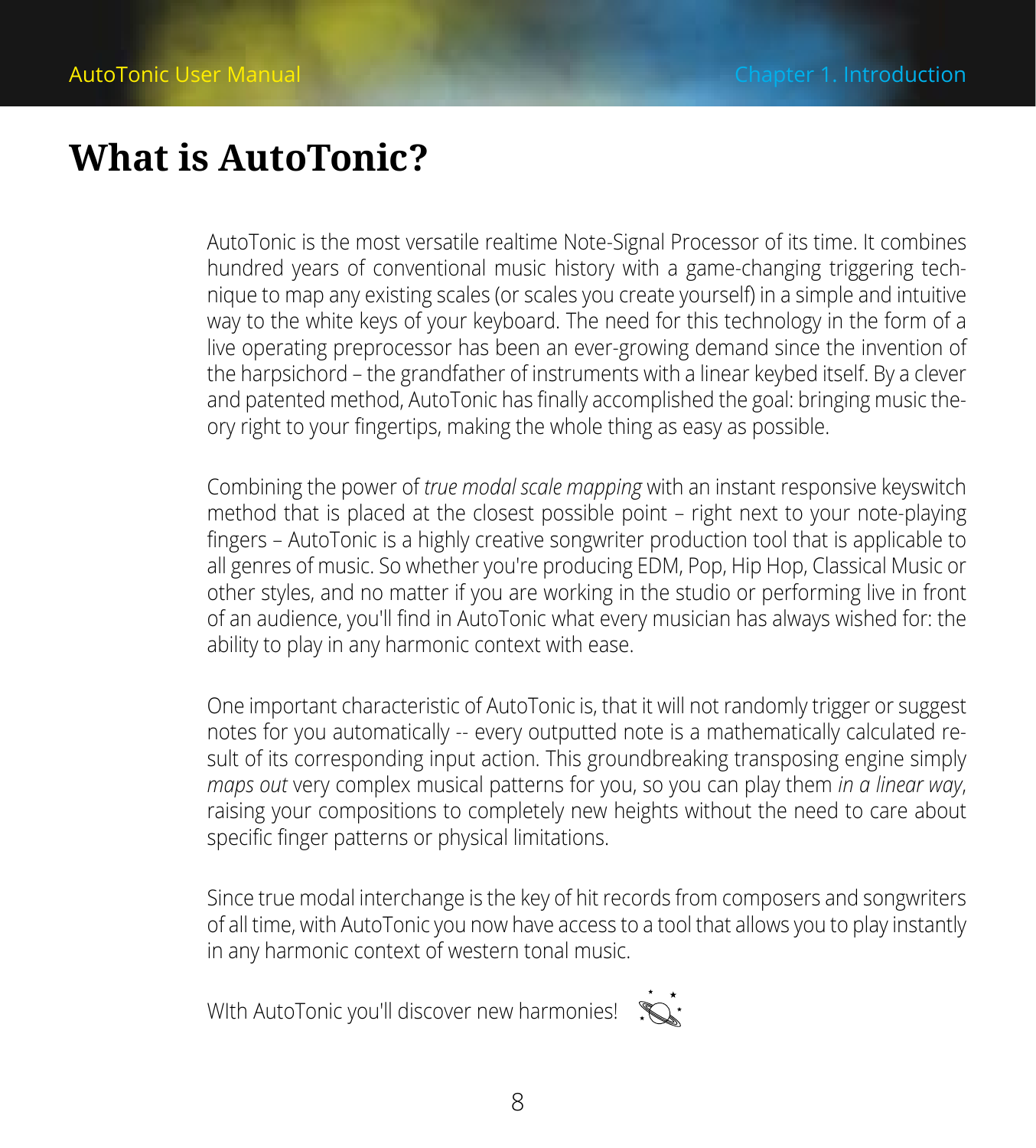# What is AutoTonic?

AutoTonic is the most versatile realtime Note-Signal Processor of its time. It combines hundred years of conventional music history with a game-changing triggering technique to map any existing scales (or scales you create yourself) in a simple and intuitive way to the white keys of your keyboard. The need for this technology in the form of a live operating preprocessor has been an ever-growing demand since the invention of the harpsichord – the grandfather of instruments with a linear keybed itself. By a clever and patented method, AutoTonic has finally accomplished the goal: bringing music theory right to your fingertips, making the whole thing as easy as possible.

Combining the power of *true modal scale mapping* with an instant responsive keyswitch method that is placed at the closest possible point – right next to your note-playing fingers – AutoTonic is a highly creative songwriter production tool that is applicable to all genres of music. So whether you're producing EDM, Pop, Hip Hop, Classical Music or other styles, and no matter if you are working in the studio or performing live in front of an audience, you'll find in AutoTonic what every musician has always wished for: the ability to play in any harmonic context with ease.

One important characteristic of AutoTonic is, that it will not randomly trigger or suggest notes for you automatically -- every outputted note is a mathematically calculated result of its corresponding input action. This groundbreaking transposing engine simply *maps out* very complex musical patterns for you, so you can play them *in a linear way*, raising your compositions to completely new heights without the need to care about specific finger patterns or physical limitations.

Since true modal interchange is the key of hit records from composers and songwriters of all time, with AutoTonic you now have access to a tool that allows you to play instantly in any harmonic context of western tonal music.

WIth AutoTonic you'll discover new harmonies!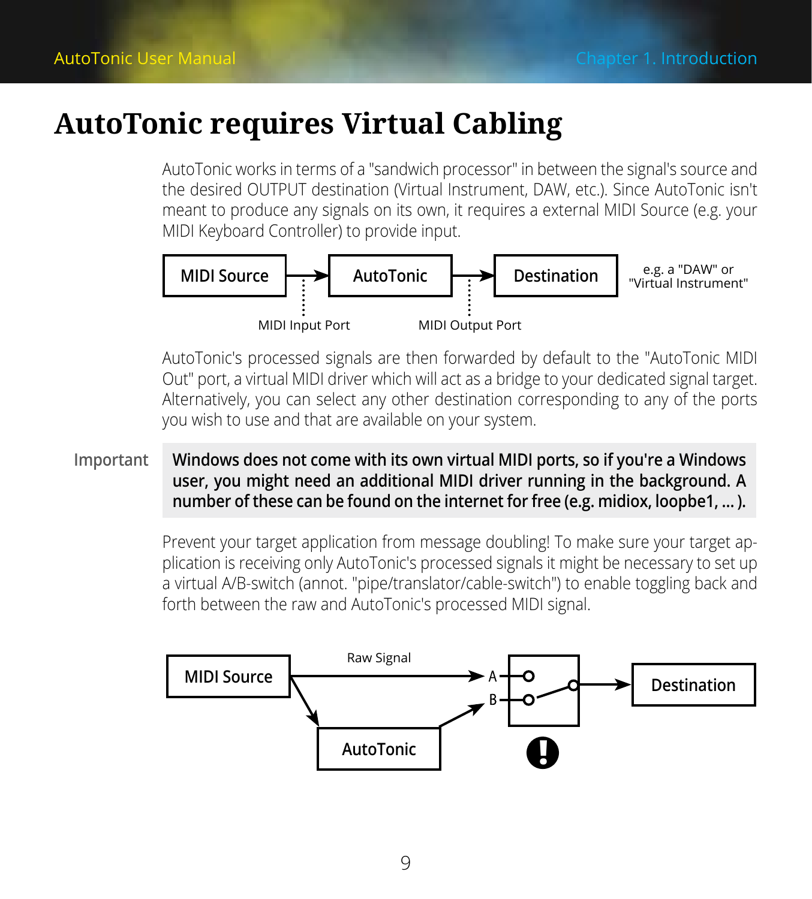# AutoTonic requires Virtual Cabling

AutoTonic works in terms of a "sandwich processor" in between the signal's source and the desired OUTPUT destination (Virtual Instrument, DAW, etc.). Since AutoTonic isn't meant to produce any signals on its own, it requires a external MIDI Source (e.g. your MIDI Keyboard Controller) to provide input.

MIDI Source → AutoTonic → Destination (e.g. a "DAW" or "Virtual Instrument")

MIDI Input Port | MIDI Output Port

AutoTonic's processed signals are then forwarded by default to the "AutoTonic MIDI Out" port, a virtual MIDI driver which will act as a bridge to your dedicated signal target. Alternatively, you can select any other destination corresponding to any of the ports you wish to use and that are available on your system.

**Important:** **Windows does not come with its own virtual MIDI ports, so if you're a Windows user, you might need an additional MIDI driver running in the background. A number of these can be found on the internet for free (e.g. midiox, loopbe1, ... ).**

Prevent your target application from message doubling! To make sure your target application is receiving only AutoTonic's processed signals it might be necessary to set up a virtual A/B-switch (annot. "pipe/translator/cable-switch") to enable toggling back and forth between the raw and AutoTonic's processed MIDI signal.

MIDI Source — Raw Signal → A; MIDI Source → AutoTonic → B; A/B switch → Destination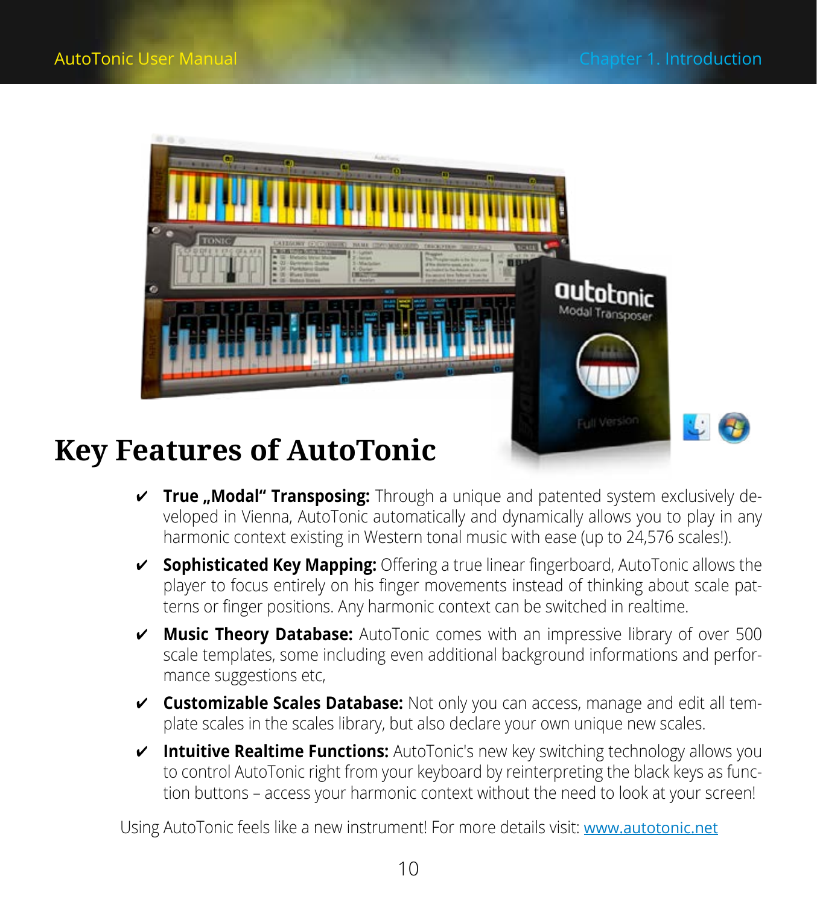# Key Features of AutoTonic

- ✔ **True „Modal" Transposing:** Through a unique and patented system exclusively developed in Vienna, AutoTonic automatically and dynamically allows you to play in any harmonic context existing in Western tonal music with ease (up to 24,576 scales!).
- ✔ **Sophisticated Key Mapping:** Offering a true linear fingerboard, AutoTonic allows the player to focus entirely on his finger movements instead of thinking about scale patterns or finger positions. Any harmonic context can be switched in realtime.
- ✔ **Music Theory Database:** AutoTonic comes with an impressive library of over 500 scale templates, some including even additional background informations and performance suggestions etc,
- ✔ **Customizable Scales Database:** Not only you can access, manage and edit all template scales in the scales library, but also declare your own unique new scales.
- ✔ **Intuitive Realtime Functions:** AutoTonic's new key switching technology allows you to control AutoTonic right from your keyboard by reinterpreting the black keys as function buttons – access your harmonic context without the need to look at your screen!

Using AutoTonic feels like a new instrument! For more details visit: [www.autotonic.net](http://www.autotonic.net)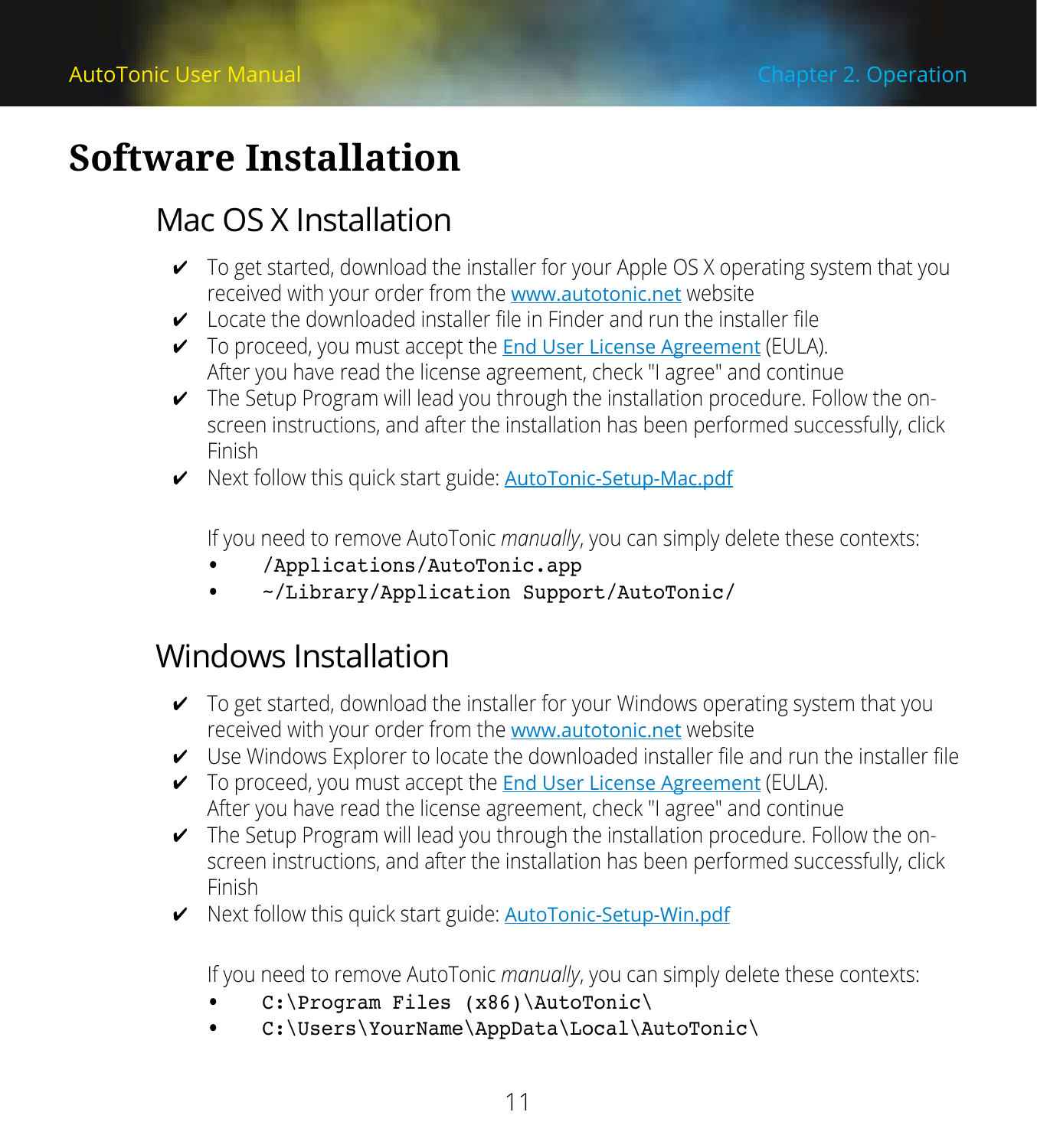# Software Installation

## Mac OS X Installation

- ✔ To get started, download the installer for your Apple OS X operating system that you received with your order from the www.autotonic.net website
- ✔ Locate the downloaded installer file in Finder and run the installer file
- ✔ To proceed, you must accept the End User License Agreement (EULA). After you have read the license agreement, check "I agree" and continue
- ✔ The Setup Program will lead you through the installation procedure. Follow the on-screen instructions, and after the installation has been performed successfully, click Finish
- ✔ Next follow this quick start guide: AutoTonic-Setup-Mac.pdf

If you need to remove AutoTonic *manually*, you can simply delete these contexts:

- `/Applications/AutoTonic.app`
- `~/Library/Application Support/AutoTonic/`

## Windows Installation

- ✔ To get started, download the installer for your Windows operating system that you received with your order from the www.autotonic.net website
- ✔ Use Windows Explorer to locate the downloaded installer file and run the installer file
- ✔ To proceed, you must accept the End User License Agreement (EULA). After you have read the license agreement, check "I agree" and continue
- ✔ The Setup Program will lead you through the installation procedure. Follow the on-screen instructions, and after the installation has been performed successfully, click Finish
- ✔ Next follow this quick start guide: AutoTonic-Setup-Win.pdf

If you need to remove AutoTonic *manually*, you can simply delete these contexts:

- `C:\Program Files (x86)\AutoTonic\`
- `C:\Users\YourName\AppData\Local\AutoTonic\`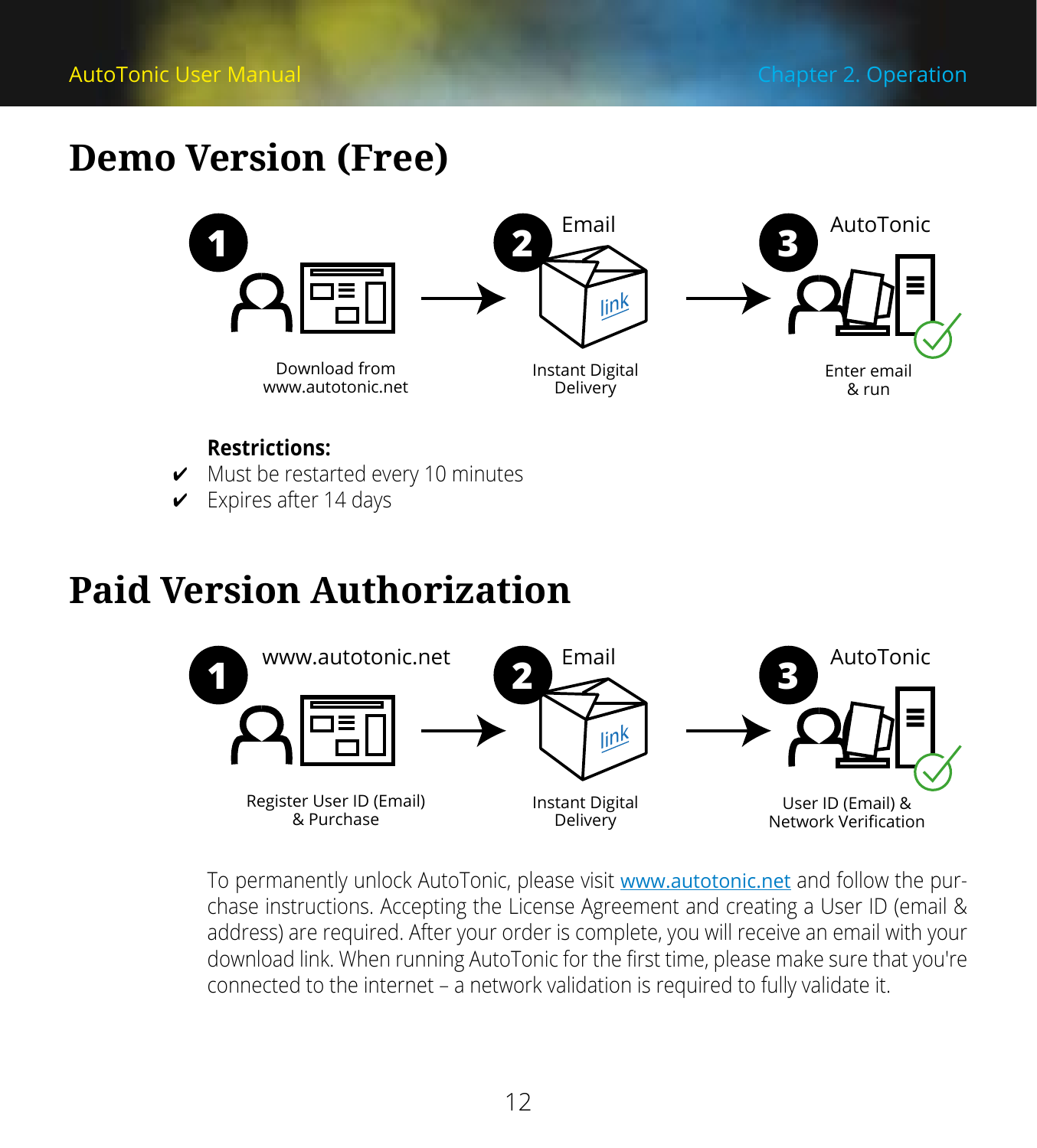# Demo Version (Free)

1 Download from www.autotonic.net → 2 Email — Instant Digital Delivery → 3 AutoTonic — Enter email & run

**Restrictions:**

- ✔ Must be restarted every 10 minutes
- ✔ Expires after 14 days

# Paid Version Authorization

1 www.autotonic.net — Register User ID (Email) & Purchase → 2 Email — Instant Digital Delivery → 3 AutoTonic — User ID (Email) & Network Verification

To permanently unlock AutoTonic, please visit [www.autotonic.net](http://www.autotonic.net) and follow the purchase instructions. Accepting the License Agreement and creating a User ID (email & address) are required. After your order is complete, you will receive an email with your download link. When running AutoTonic for the first time, please make sure that you're connected to the internet – a network validation is required to fully validate it.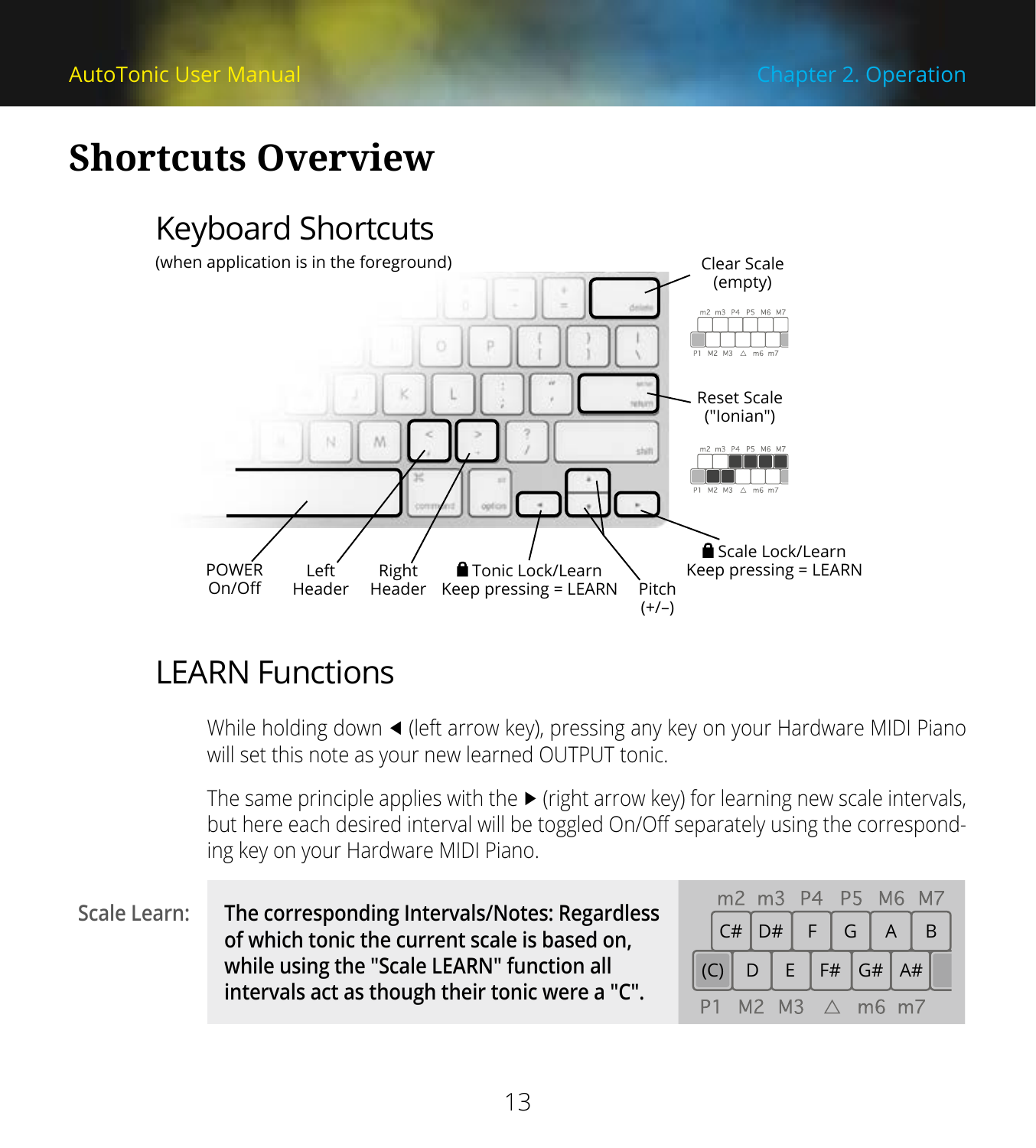# Shortcuts Overview

## Keyboard Shortcuts

(when application is in the foreground)

Clear Scale (empty)

Reset Scale ("Ionian")

Scale Lock/Learn
Keep pressing = LEARN

POWER On/Off

Left Header

Right Header

Tonic Lock/Learn
Keep pressing = LEARN

Pitch (+/–)

## LEARN Functions

While holding down ◀ (left arrow key), pressing any key on your Hardware MIDI Piano will set this note as your new learned OUTPUT tonic.

The same principle applies with the ▶ (right arrow key) for learning new scale intervals, but here each desired interval will be toggled On/Off separately using the corresponding key on your Hardware MIDI Piano.

Scale Learn:

**The corresponding Intervals/Notes: Regardless of which tonic the current scale is based on, while using the "Scale LEARN" function all intervals act as though their tonic were a "C".**

| m2 | m3 | P4 | P5 | M6 | M7 |
|---|---|---|---|---|---|
| C# | D# | F | G | A | B |

| (C) | D | E | F# | G# | A# |
|---|---|---|---|---|---|
| P1 | M2 | M3 | △ | m6 | m7 |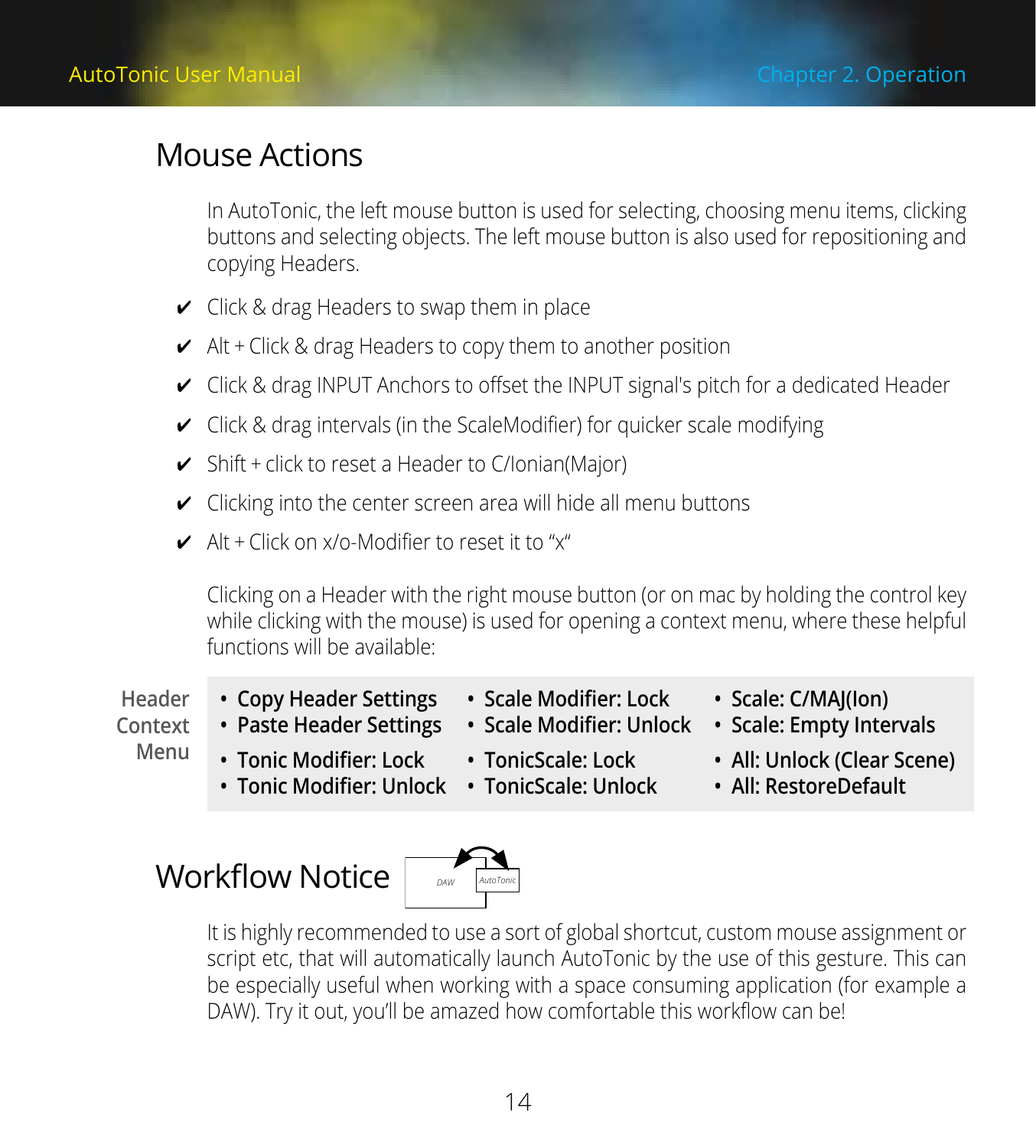# Mouse Actions

In AutoTonic, the left mouse button is used for selecting, choosing menu items, clicking buttons and selecting objects. The left mouse button is also used for repositioning and copying Headers.

- ✔ Click & drag Headers to swap them in place
- ✔ Alt + Click & drag Headers to copy them to another position
- ✔ Click & drag INPUT Anchors to offset the INPUT signal's pitch for a dedicated Header
- ✔ Click & drag intervals (in the ScaleModifier) for quicker scale modifying
- ✔ Shift + click to reset a Header to C/Ionian(Major)
- ✔ Clicking into the center screen area will hide all menu buttons
- ✔ Alt + Click on x/o-Modifier to reset it to "x"

Clicking on a Header with the right mouse button (or on mac by holding the control key while clicking with the mouse) is used for opening a context menu, where these helpful functions will be available:

**Header Context Menu**

- **Copy Header Settings**
- **Paste Header Settings**
- **Tonic Modifier: Lock**
- **Tonic Modifier: Unlock**
- **Scale Modifier: Lock**
- **Scale Modifier: Unlock**
- **TonicScale: Lock**
- **TonicScale: Unlock**
- **Scale: C/MAJ(Ion)**
- **Scale: Empty Intervals**
- **All: Unlock (Clear Scene)**
- **All: RestoreDefault**

# Workflow Notice

DAW ⇄ AutoTonic

It is highly recommended to use a sort of global shortcut, custom mouse assignment or script etc, that will automatically launch AutoTonic by the use of this gesture. This can be especially useful when working with a space consuming application (for example a DAW). Try it out, you'll be amazed how comfortable this workflow can be!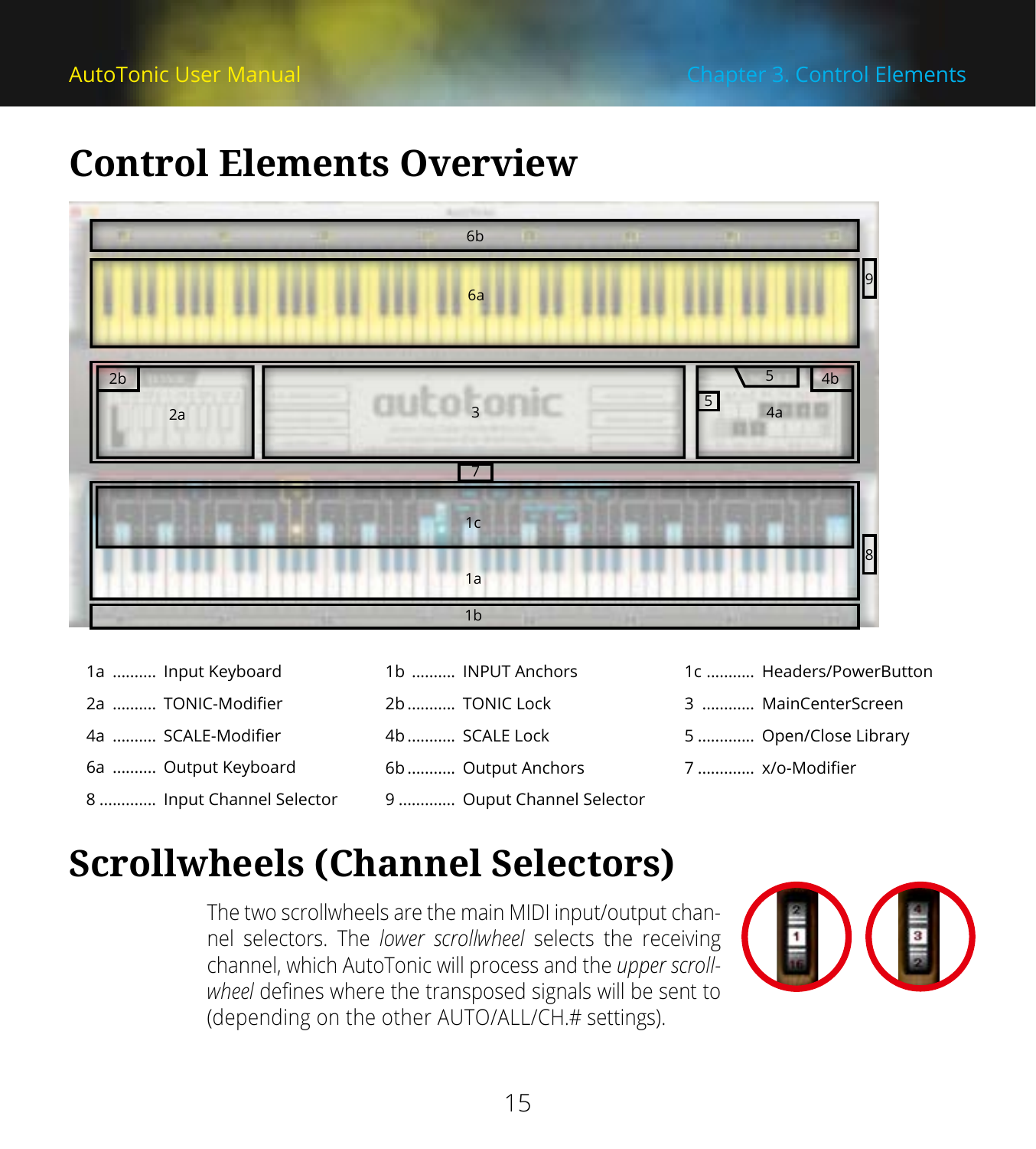# Control Elements Overview

| | | |
|---|---|---|
| 1a .......... Input Keyboard | 1b .......... INPUT Anchors | 1c ........... Headers/PowerButton |
| 2a .......... TONIC-Modifier | 2b........... TONIC Lock | 3 ............ MainCenterScreen |
| 4a .......... SCALE-Modifier | 4b........... SCALE Lock | 5 ............. Open/Close Library |
| 6a .......... Output Keyboard | 6b........... Output Anchors | 7 ............. x/o-Modifier |
| 8 ............. Input Channel Selector | 9 ............. Ouput Channel Selector | |

# Scrollwheels (Channel Selectors)

The two scrollwheels are the main MIDI input/output channel selectors. The *lower scrollwheel* selects the receiving channel, which AutoTonic will process and the *upper scrollwheel* defines where the transposed signals will be sent to (depending on the other AUTO/ALL/CH.# settings).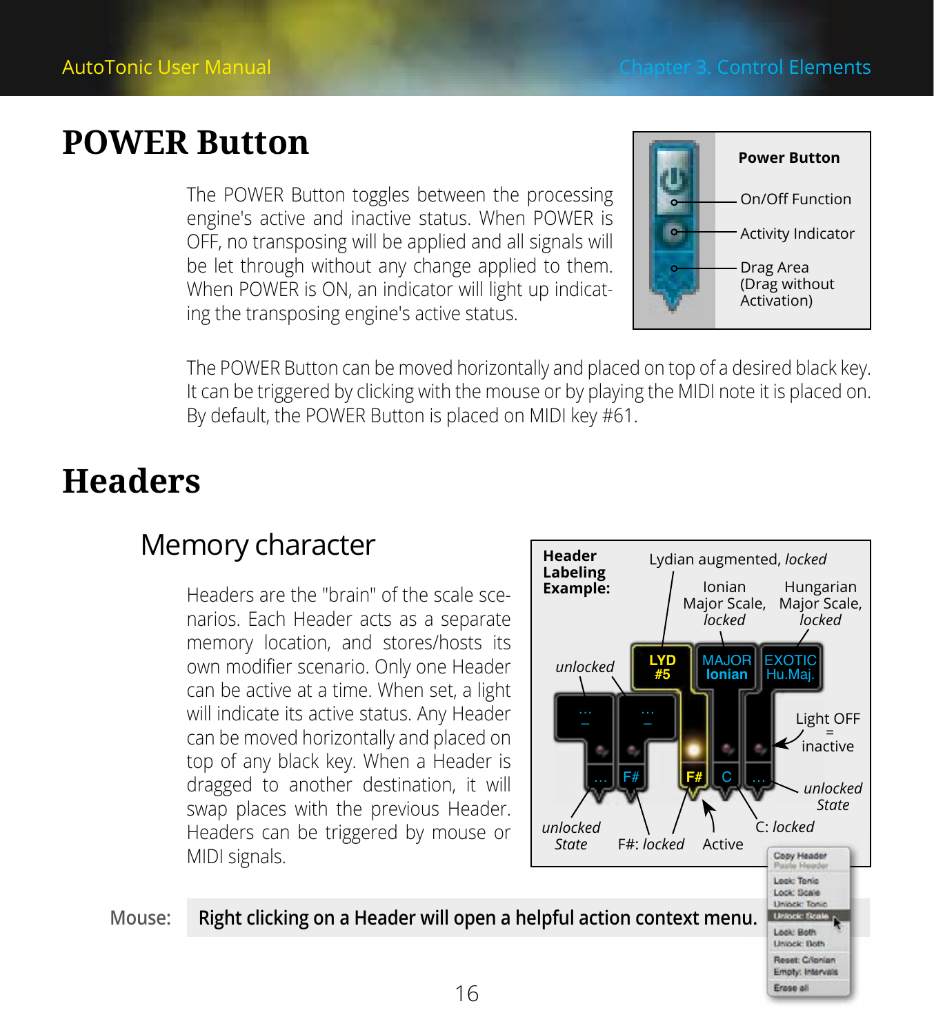# POWER Button

The POWER Button toggles between the processing engine's active and inactive status. When POWER is OFF, no transposing will be applied and all signals will be let through without any change applied to them. When POWER is ON, an indicator will light up indicating the transposing engine's active status.

**Power Button**

- On/Off Function
- Activity Indicator
- Drag Area (Drag without Activation)

The POWER Button can be moved horizontally and placed on top of a desired black key. It can be triggered by clicking with the mouse or by playing the MIDI note it is placed on. By default, the POWER Button is placed on MIDI key #61.

# Headers

## Memory character

Headers are the "brain" of the scale scenarios. Each Header acts as a separate memory location, and stores/hosts its own modifier scenario. Only one Header can be active at a time. When set, a light will indicate its active status. Any Header can be moved horizontally and placed on top of any black key. When a Header is dragged to another destination, it will swap places with the previous Header. Headers can be triggered by mouse or MIDI signals.

**Header Labeling Example:**

- Lydian augmented, *locked*
- Ionian Major Scale, *locked*
- Hungarian Major Scale, *locked*
- *unlocked*
- Light OFF = inactive
- *unlocked* State
- *unlocked* State
- F#: *locked*
- Active
- C: *locked*

Mouse: **Right clicking on a Header will open a helpful action context menu.**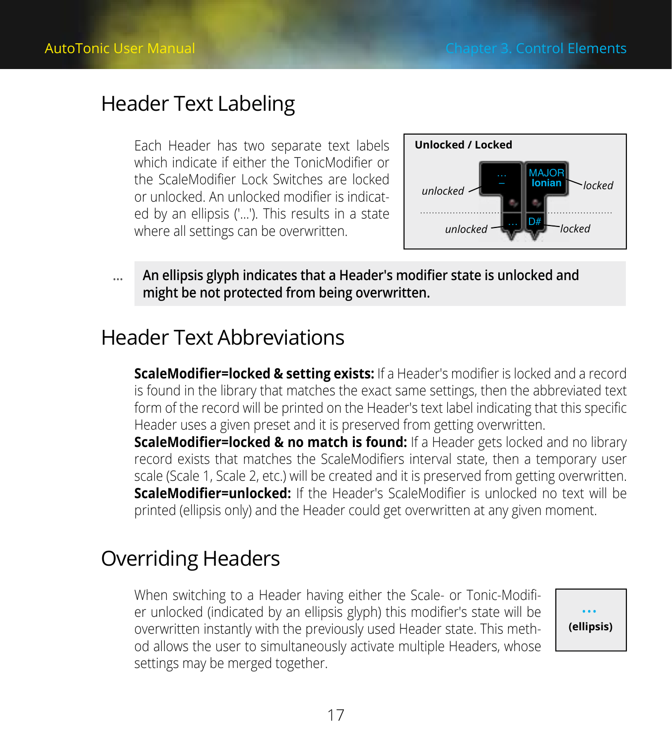# Header Text Labeling

Each Header has two separate text labels which indicate if either the TonicModifier or the ScaleModifier Lock Switches are locked or unlocked. An unlocked modifier is indicated by an ellipsis ('...'). This results in a state where all settings can be overwritten.

**Unlocked / Locked**

unlocked ... – | MAJOR Ionian locked

unlocked ... | D# locked

... **An ellipsis glyph indicates that a Header's modifier state is unlocked and might be not protected from being overwritten.**

# Header Text Abbreviations

**ScaleModifier=locked & setting exists:** If a Header's modifier is locked and a record is found in the library that matches the exact same settings, then the abbreviated text form of the record will be printed on the Header's text label indicating that this specific Header uses a given preset and it is preserved from getting overwritten.
**ScaleModifier=locked & no match is found:** If a Header gets locked and no library record exists that matches the ScaleModifiers interval state, then a temporary user scale (Scale 1, Scale 2, etc.) will be created and it is preserved from getting overwritten.
**ScaleModifier=unlocked:** If the Header's ScaleModifier is unlocked no text will be printed (ellipsis only) and the Header could get overwritten at any given moment.

# Overriding Headers

When switching to a Header having either the Scale- or Tonic-Modifier unlocked (indicated by an ellipsis glyph) this modifier's state will be overwritten instantly with the previously used Header state. This method allows the user to simultaneously activate multiple Headers, whose settings may be merged together.

...
**(ellipsis)**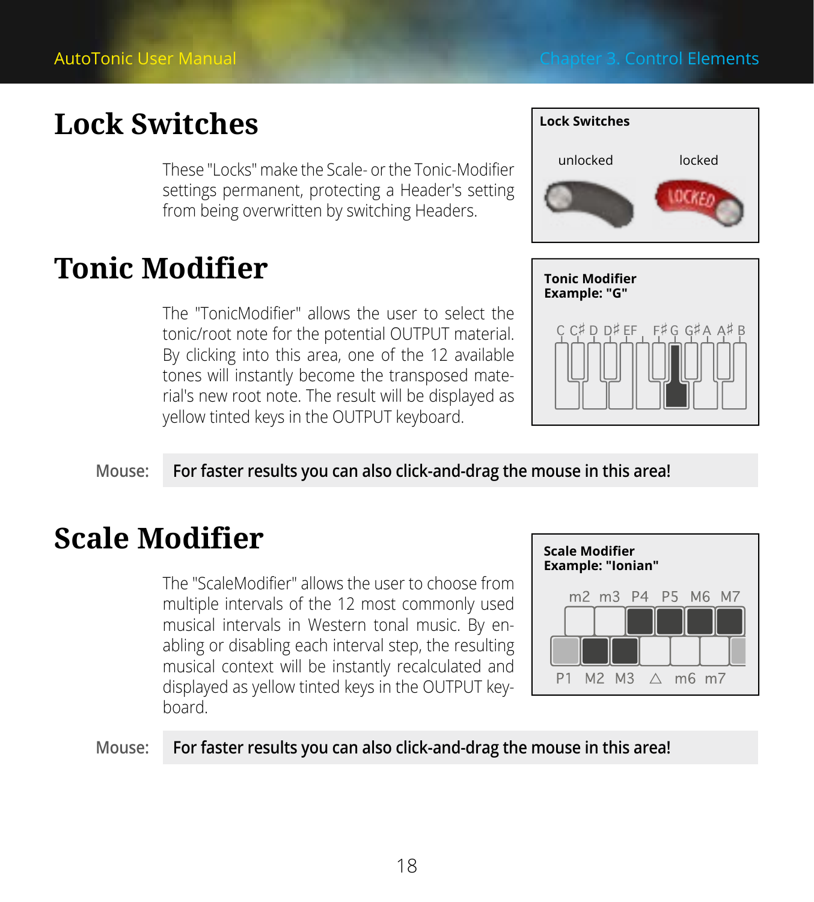# Lock Switches

These "Locks" make the Scale- or the Tonic-Modifier settings permanent, protecting a Header's setting from being overwritten by switching Headers.

**Lock Switches**

unlocked locked

# Tonic Modifier

The "TonicModifier" allows the user to select the tonic/root note for the potential OUTPUT material. By clicking into this area, one of the 12 available tones will instantly become the transposed material's new root note. The result will be displayed as yellow tinted keys in the OUTPUT keyboard.

**Tonic Modifier Example: "G"**

C C♯ D D♯ E F F♯ G G♯ A A♯ B

Mouse: **For faster results you can also click-and-drag the mouse in this area!**

# Scale Modifier

The "ScaleModifier" allows the user to choose from multiple intervals of the 12 most commonly used musical intervals in Western tonal music. By enabling or disabling each interval step, the resulting musical context will be instantly recalculated and displayed as yellow tinted keys in the OUTPUT keyboard.

**Scale Modifier Example: "Ionian"**

m2 m3 P4 P5 M6 M7

P1 M2 M3 △ m6 m7

Mouse: **For faster results you can also click-and-drag the mouse in this area!**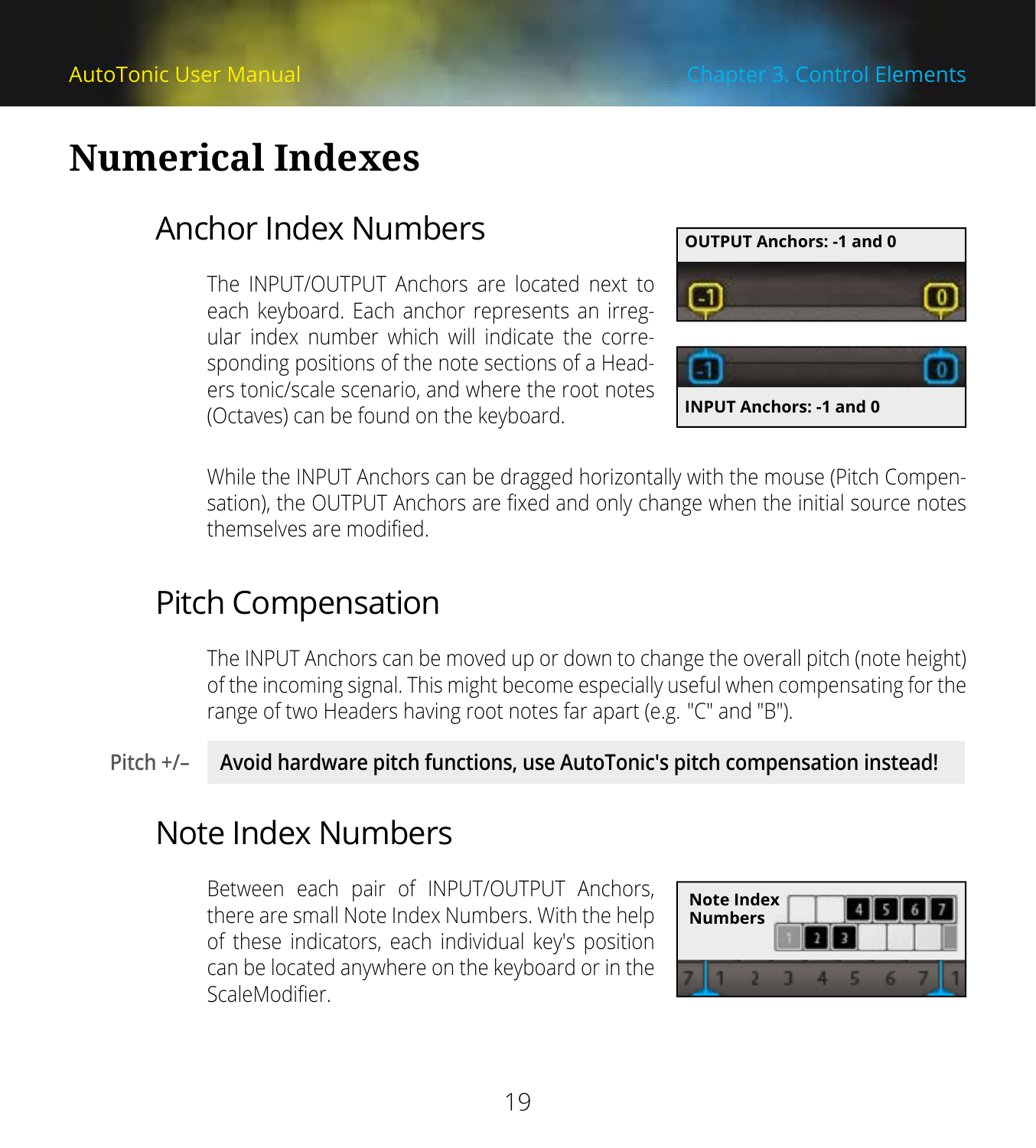# Numerical Indexes

## Anchor Index Numbers

The INPUT/OUTPUT Anchors are located next to each keyboard. Each anchor represents an irregular index number which will indicate the corresponding positions of the note sections of a Headers tonic/scale scenario, and where the root notes (Octaves) can be found on the keyboard.

**OUTPUT Anchors: -1 and 0**

**INPUT Anchors: -1 and 0**

While the INPUT Anchors can be dragged horizontally with the mouse (Pitch Compensation), the OUTPUT Anchors are fixed and only change when the initial source notes themselves are modified.

## Pitch Compensation

The INPUT Anchors can be moved up or down to change the overall pitch (note height) of the incoming signal. This might become especially useful when compensating for the range of two Headers having root notes far apart (e.g. "C" and "B").

Pitch +/– **Avoid hardware pitch functions, use AutoTonic's pitch compensation instead!**

## Note Index Numbers

Between each pair of INPUT/OUTPUT Anchors, there are small Note Index Numbers. With the help of these indicators, each individual key's position can be located anywhere on the keyboard or in the ScaleModifier.

**Note Index Numbers**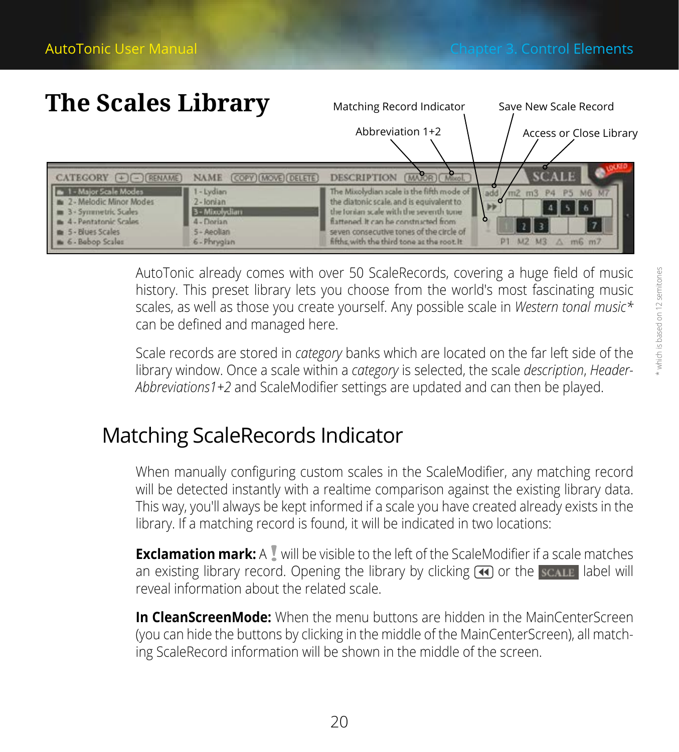# The Scales Library

Matching Record Indicator

Save New Scale Record

Abbreviation 1+2

Access or Close Library

AutoTonic already comes with over 50 ScaleRecords, covering a huge field of music history. This preset library lets you choose from the world's most fascinating music scales, as well as those you create yourself. Any possible scale in *Western tonal music** can be defined and managed here.

Scale records are stored in *category* banks which are located on the far left side of the library window. Once a scale within a *category* is selected, the scale *description*, *Header-Abbreviations1+2* and ScaleModifier settings are updated and can then be played.

\* which is based on 12 semitones

## Matching ScaleRecords Indicator

When manually configuring custom scales in the ScaleModifier, any matching record will be detected instantly with a realtime comparison against the existing library data. This way, you'll always be kept informed if a scale you have created already exists in the library. If a matching record is found, it will be indicated in two locations:

**Exclamation mark:** A ! will be visible to the left of the ScaleModifier if a scale matches an existing library record. Opening the library by clicking ◀◀ or the SCALE label will reveal information about the related scale.

**In CleanScreenMode:** When the menu buttons are hidden in the MainCenterScreen (you can hide the buttons by clicking in the middle of the MainCenterScreen), all matching ScaleRecord information will be shown in the middle of the screen.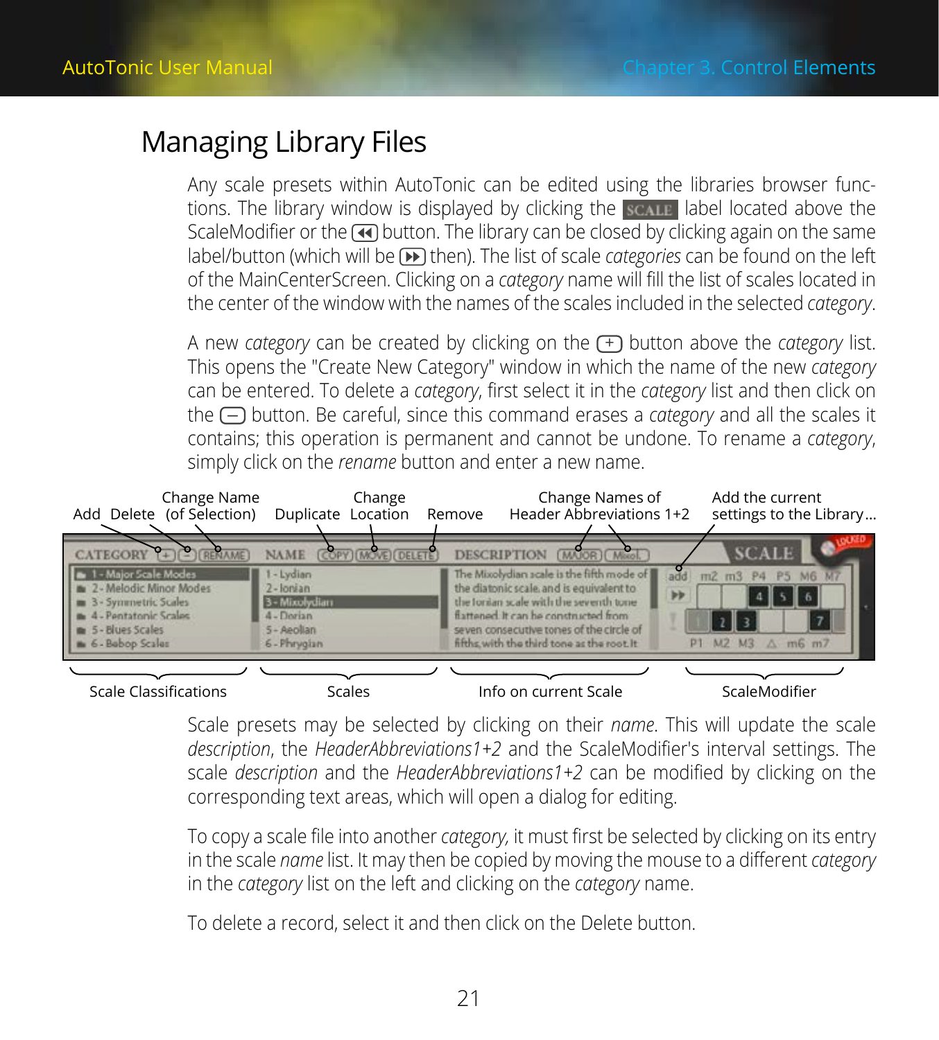# Managing Library Files

Any scale presets within AutoTonic can be edited using the libraries browser functions. The library window is displayed by clicking the SCALE label located above the ScaleModifier or the ◀◀ button. The library can be closed by clicking again on the same label/button (which will be ▶▶ then). The list of scale *categories* can be found on the left of the MainCenterScreen. Clicking on a *category* name will fill the list of scales located in the center of the window with the names of the scales included in the selected *category*.

A new *category* can be created by clicking on the + button above the *category* list. This opens the "Create New Category" window in which the name of the new *category* can be entered. To delete a *category*, first select it in the *category* list and then click on the − button. Be careful, since this command erases a *category* and all the scales it contains; this operation is permanent and cannot be undone. To rename a *category*, simply click on the *rename* button and enter a new name.

Add | Delete | Change Name (of Selection) | Duplicate | Change Location | Remove | Change Names of Header Abbreviations 1+2 | Add the current settings to the Library...

Scale Classifications | Scales | Info on current Scale | ScaleModifier

Scale presets may be selected by clicking on their *name*. This will update the scale *description*, the *HeaderAbbreviations1+2* and the ScaleModifier's interval settings. The scale *description* and the *HeaderAbbreviations1+2* can be modified by clicking on the corresponding text areas, which will open a dialog for editing.

To copy a scale file into another *category*, it must first be selected by clicking on its entry in the scale *name* list. It may then be copied by moving the mouse to a different *category* in the *category* list on the left and clicking on the *category* name.

To delete a record, select it and then click on the Delete button.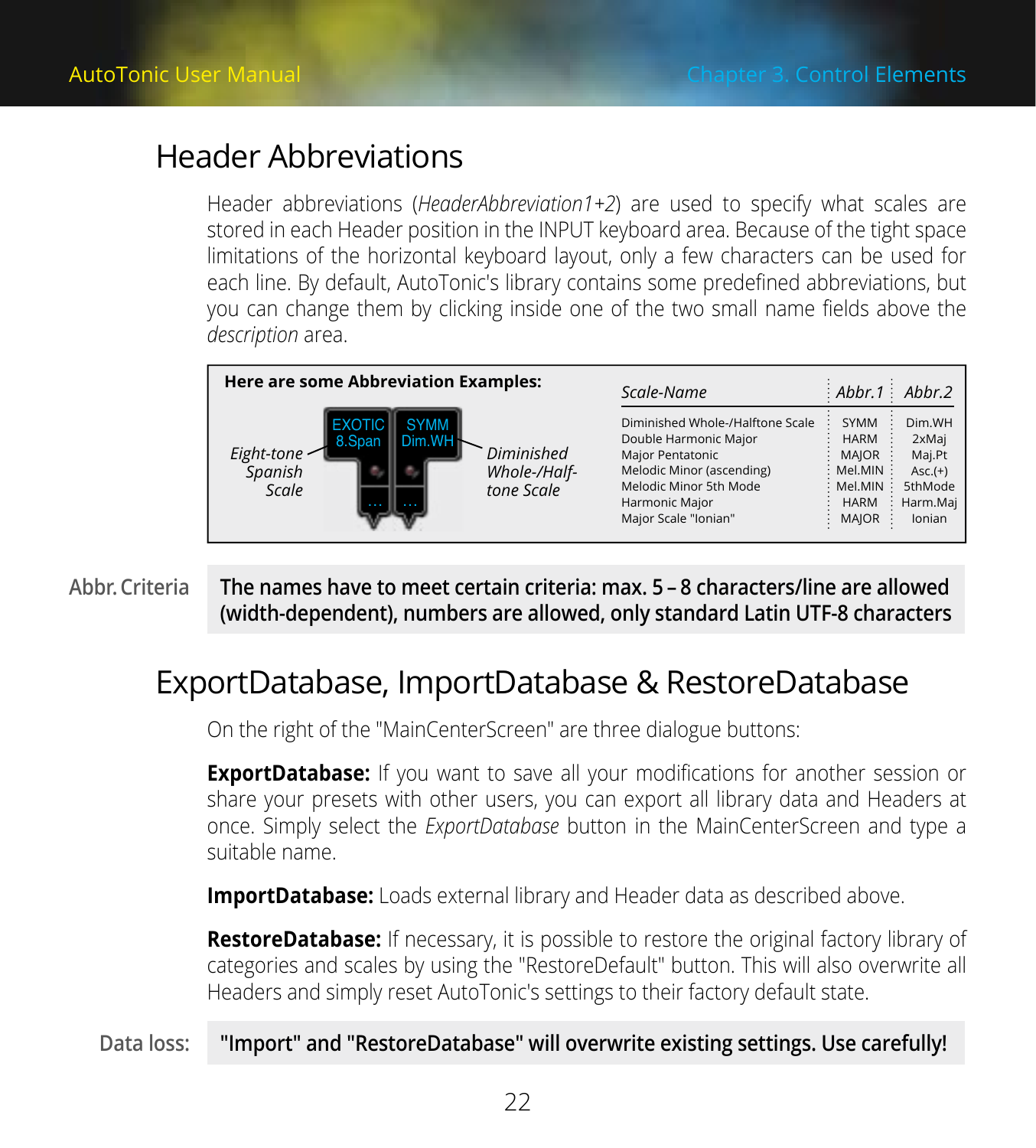# Header Abbreviations

Header abbreviations (*HeaderAbbreviation1+2*) are used to specify what scales are stored in each Header position in the INPUT keyboard area. Because of the tight space limitations of the horizontal keyboard layout, only a few characters can be used for each line. By default, AutoTonic's library contains some predefined abbreviations, but you can change them by clicking inside one of the two small name fields above the *description* area.

**Here are some Abbreviation Examples:**

*Eight-tone Spanish Scale* — EXOTIC / 8.Span

*Diminished Whole-/Half-tone Scale* — SYMM / Dim.WH

| *Scale-Name* | *Abbr.1* | *Abbr.2* |
|---|---|---|
| Diminished Whole-/Halftone Scale | SYMM | Dim.WH |
| Double Harmonic Major | HARM | 2xMaj |
| Major Pentatonic | MAJOR | Maj.Pt |
| Melodic Minor (ascending) | Mel.MIN | Asc.(+) |
| Melodic Minor 5th Mode | Mel.MIN | 5thMode |
| Harmonic Major | HARM | Harm.Maj |
| Major Scale "Ionian" | MAJOR | Ionian |

**Abbr. Criteria:** **The names have to meet certain criteria: max. 5 – 8 characters/line are allowed (width-dependent), numbers are allowed, only standard Latin UTF-8 characters**

# ExportDatabase, ImportDatabase & RestoreDatabase

On the right of the "MainCenterScreen" are three dialogue buttons:

**ExportDatabase:** If you want to save all your modifications for another session or share your presets with other users, you can export all library data and Headers at once. Simply select the *ExportDatabase* button in the MainCenterScreen and type a suitable name.

**ImportDatabase:** Loads external library and Header data as described above.

**RestoreDatabase:** If necessary, it is possible to restore the original factory library of categories and scales by using the "RestoreDefault" button. This will also overwrite all Headers and simply reset AutoTonic's settings to their factory default state.

**Data loss:** **"Import" and "RestoreDatabase" will overwrite existing settings. Use carefully!**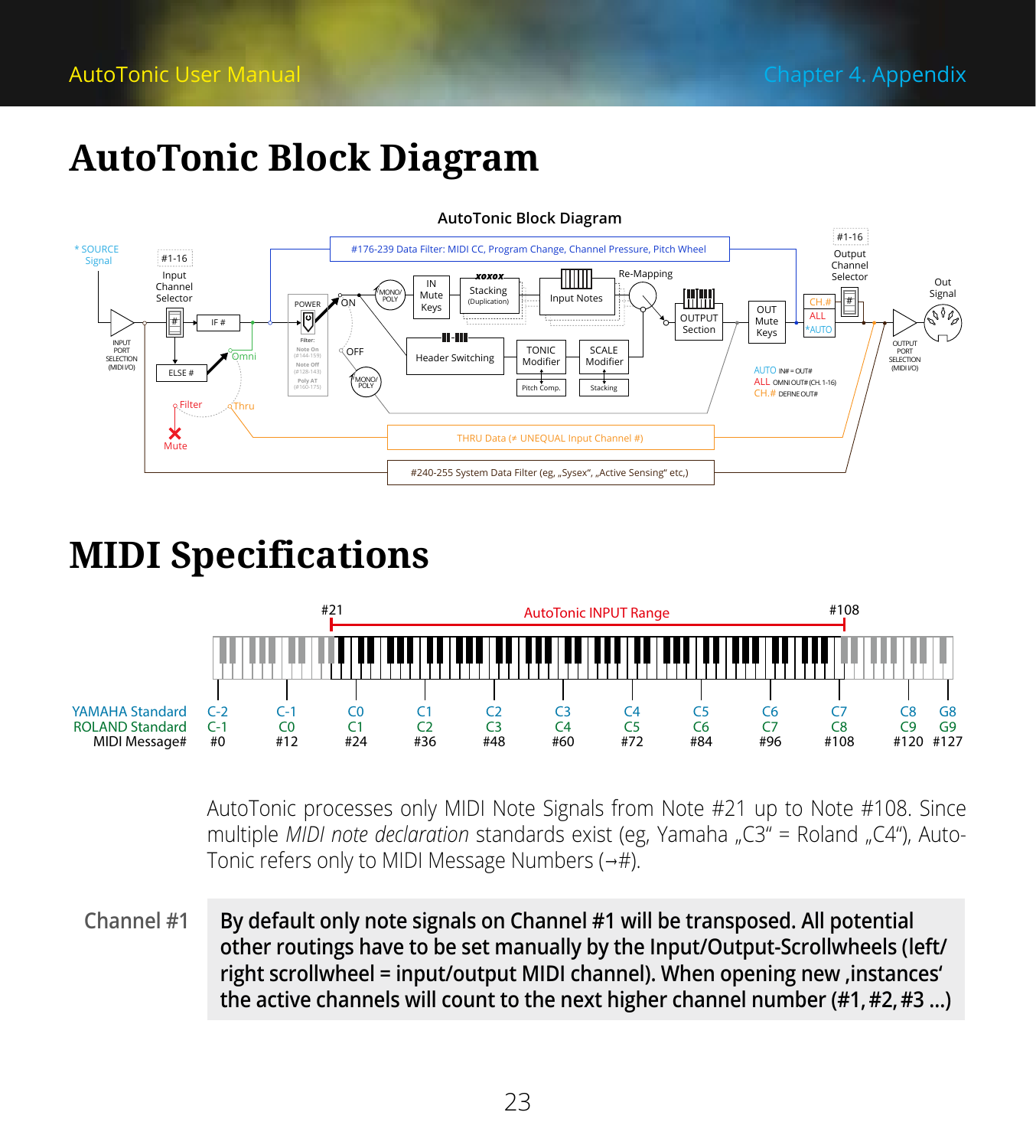# AutoTonic Block Diagram

# MIDI Specifications

| | | | | | | | | | | | | |
|---|---|---|---|---|---|---|---|---|---|---|---|---|
| YAMAHA Standard | C-2 | C-1 | C0 | C1 | C2 | C3 | C4 | C5 | C6 | C7 | C8 | G8 |
| ROLAND Standard | C-1 | C0 | C1 | C2 | C3 | C4 | C5 | C6 | C7 | C8 | C9 | G9 |
| MIDI Message# | #0 | #12 | #24 | #36 | #48 | #60 | #72 | #84 | #96 | #108 | #120 | #127 |

AutoTonic INPUT Range: #21 – #108

AutoTonic processes only MIDI Note Signals from Note #21 up to Note #108. Since multiple *MIDI note declaration* standards exist (eg, Yamaha „C3“ = Roland „C4“), AutoTonic refers only to MIDI Message Numbers (→#).

**Channel #1**

**By default only note signals on Channel #1 will be transposed. All potential other routings have to be set manually by the Input/Output-Scrollwheels (left/right scrollwheel = input/output MIDI channel). When opening new ‚instances‘ the active channels will count to the next higher channel number (#1, #2, #3 ...)**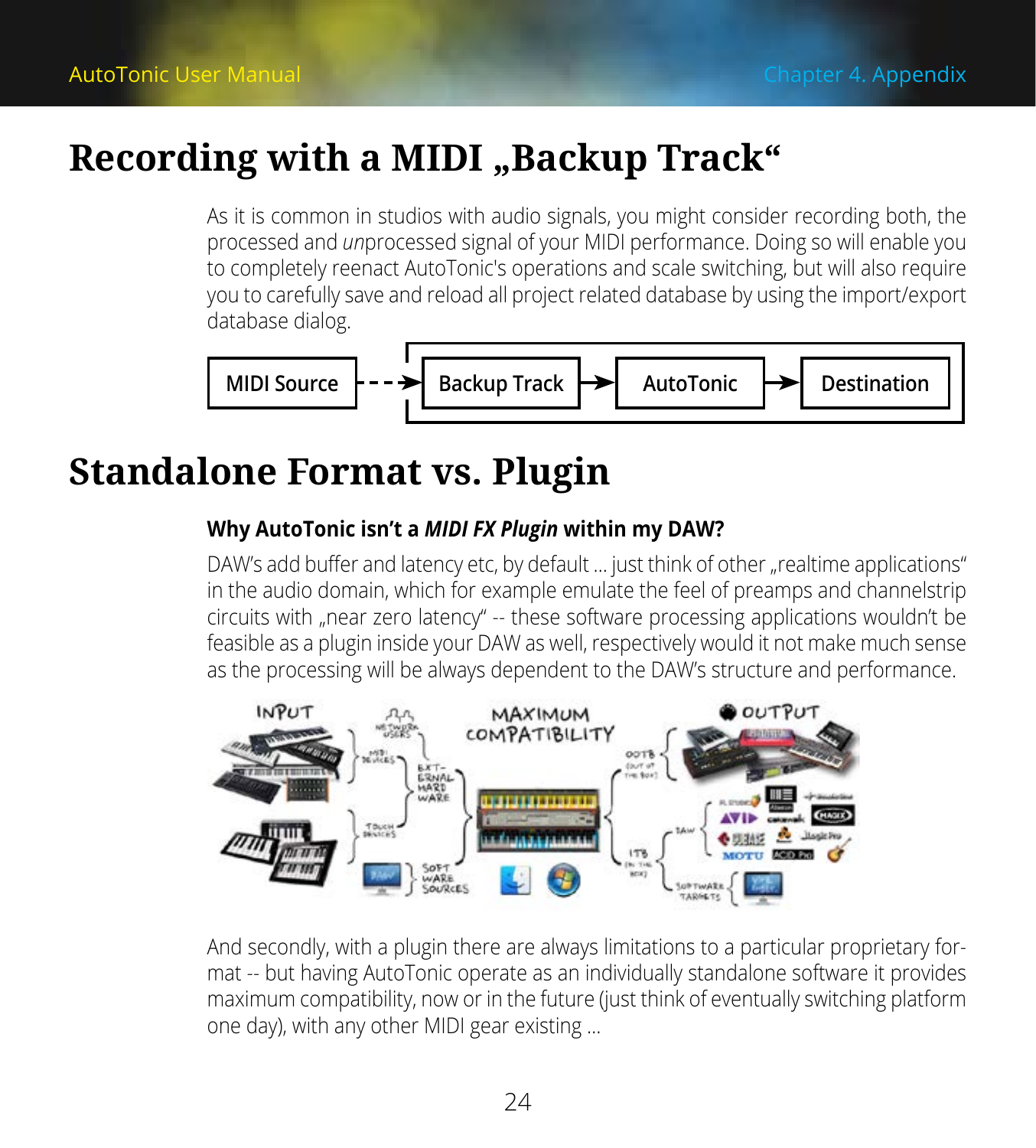# Recording with a MIDI „Backup Track“

As it is common in studios with audio signals, you might consider recording both, the processed and *un*processed signal of your MIDI performance. Doing so will enable you to completely reenact AutoTonic's operations and scale switching, but will also require you to carefully save and reload all project related database by using the import/export database dialog.

MIDI Source - - -> Backup Track → AutoTonic → Destination

# Standalone Format vs. Plugin

### Why AutoTonic isn't a *MIDI FX Plugin* within my DAW?

DAW's add buffer and latency etc, by default ... just think of other „realtime applications“ in the audio domain, which for example emulate the feel of preamps and channelstrip circuits with „near zero latency“ -- these software processing applications wouldn't be feasible as a plugin inside your DAW as well, respectively would it not make much sense as the processing will be always dependent to the DAW's structure and performance.

And secondly, with a plugin there are always limitations to a particular proprietary format -- but having AutoTonic operate as an individually standalone software it provides maximum compatibility, now or in the future (just think of eventually switching platform one day), with any other MIDI gear existing ...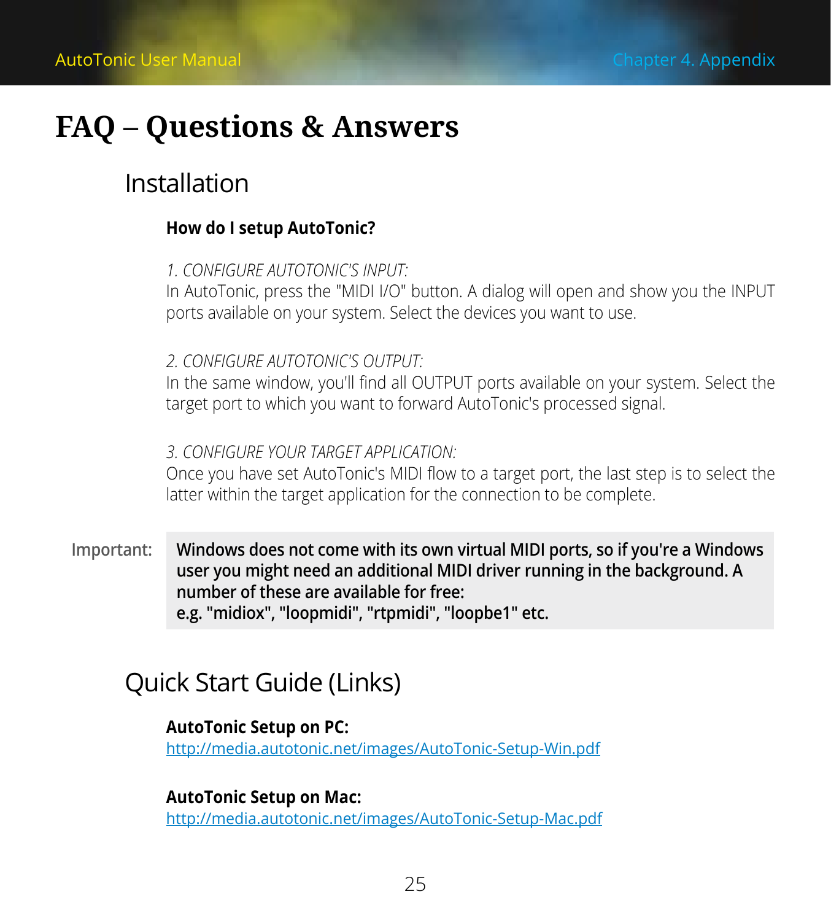# FAQ – Questions & Answers

## Installation

**How do I setup AutoTonic?**

*1. CONFIGURE AUTOTONIC'S INPUT:*
In AutoTonic, press the "MIDI I/O" button. A dialog will open and show you the INPUT ports available on your system. Select the devices you want to use.

*2. CONFIGURE AUTOTONIC'S OUTPUT:*
In the same window, you'll find all OUTPUT ports available on your system. Select the target port to which you want to forward AutoTonic's processed signal.

*3. CONFIGURE YOUR TARGET APPLICATION:*
Once you have set AutoTonic's MIDI flow to a target port, the last step is to select the latter within the target application for the connection to be complete.

Important: **Windows does not come with its own virtual MIDI ports, so if you're a Windows user you might need an additional MIDI driver running in the background. A number of these are available for free:
e.g. "midiox", "loopmidi", "rtpmidi", "loopbe1" etc.**

## Quick Start Guide (Links)

**AutoTonic Setup on PC:**
http://media.autotonic.net/images/AutoTonic-Setup-Win.pdf

**AutoTonic Setup on Mac:**
http://media.autotonic.net/images/AutoTonic-Setup-Mac.pdf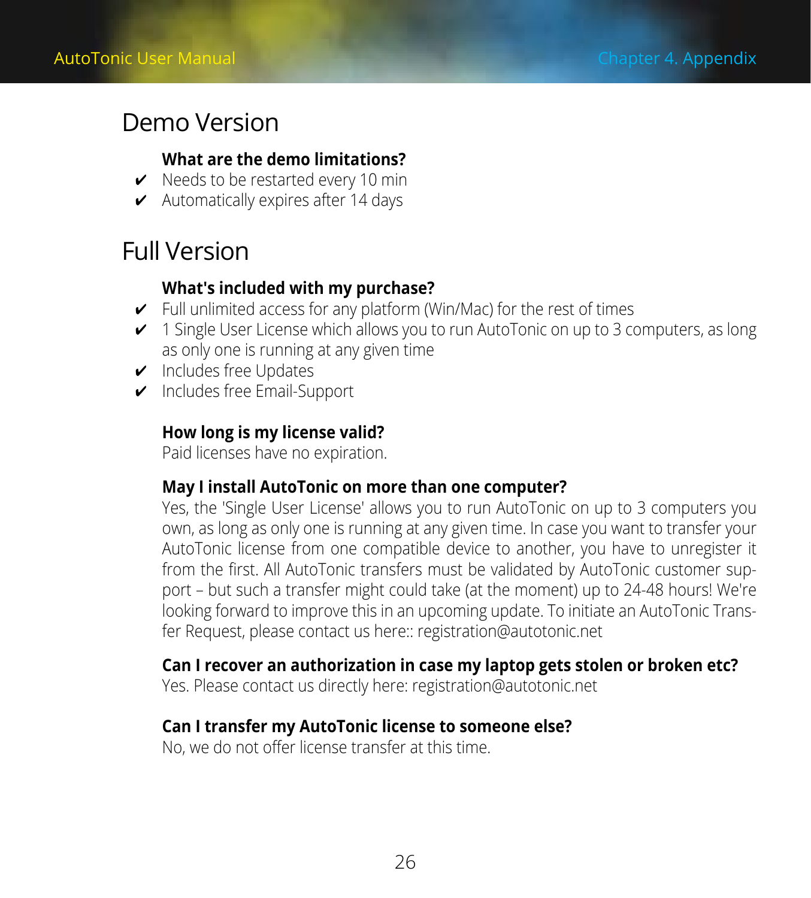# Demo Version

**What are the demo limitations?**

- ✔ Needs to be restarted every 10 min
- ✔ Automatically expires after 14 days

# Full Version

**What's included with my purchase?**

- ✔ Full unlimited access for any platform (Win/Mac) for the rest of times
- ✔ 1 Single User License which allows you to run AutoTonic on up to 3 computers, as long as only one is running at any given time
- ✔ Includes free Updates
- ✔ Includes free Email-Support

**How long is my license valid?**
Paid licenses have no expiration.

**May I install AutoTonic on more than one computer?**
Yes, the 'Single User License' allows you to run AutoTonic on up to 3 computers you own, as long as only one is running at any given time. In case you want to transfer your AutoTonic license from one compatible device to another, you have to unregister it from the first. All AutoTonic transfers must be validated by AutoTonic customer support – but such a transfer might could take (at the moment) up to 24-48 hours! We're looking forward to improve this in an upcoming update. To initiate an AutoTonic Transfer Request, please contact us here:: registration@autotonic.net

**Can I recover an authorization in case my laptop gets stolen or broken etc?**
Yes. Please contact us directly here: registration@autotonic.net

**Can I transfer my AutoTonic license to someone else?**
No, we do not offer license transfer at this time.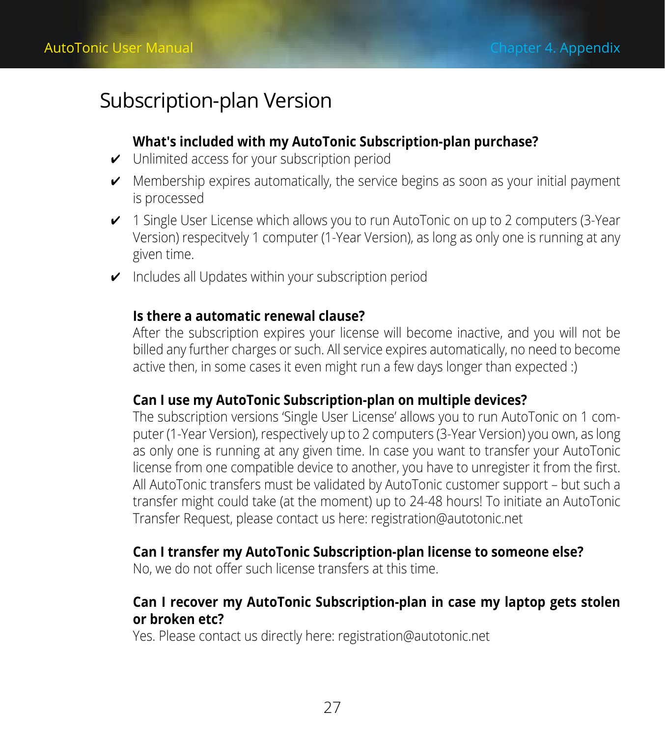# Subscription-plan Version

**What's included with my AutoTonic Subscription-plan purchase?**

- ✔ Unlimited access for your subscription period
- ✔ Membership expires automatically, the service begins as soon as your initial payment is processed
- ✔ 1 Single User License which allows you to run AutoTonic on up to 2 computers (3-Year Version) respecitvely 1 computer (1-Year Version), as long as only one is running at any given time.
- ✔ Includes all Updates within your subscription period

**Is there a automatic renewal clause?**

After the subscription expires your license will become inactive, and you will not be billed any further charges or such. All service expires automatically, no need to become active then, in some cases it even might run a few days longer than expected :)

**Can I use my AutoTonic Subscription-plan on multiple devices?**

The subscription versions 'Single User License' allows you to run AutoTonic on 1 computer (1-Year Version), respectively up to 2 computers (3-Year Version) you own, as long as only one is running at any given time. In case you want to transfer your AutoTonic license from one compatible device to another, you have to unregister it from the first. All AutoTonic transfers must be validated by AutoTonic customer support – but such a transfer might could take (at the moment) up to 24-48 hours! To initiate an AutoTonic Transfer Request, please contact us here: registration@autotonic.net

**Can I transfer my AutoTonic Subscription-plan license to someone else?**

No, we do not offer such license transfers at this time.

**Can I recover my AutoTonic Subscription-plan in case my laptop gets stolen or broken etc?**

Yes. Please contact us directly here: registration@autotonic.net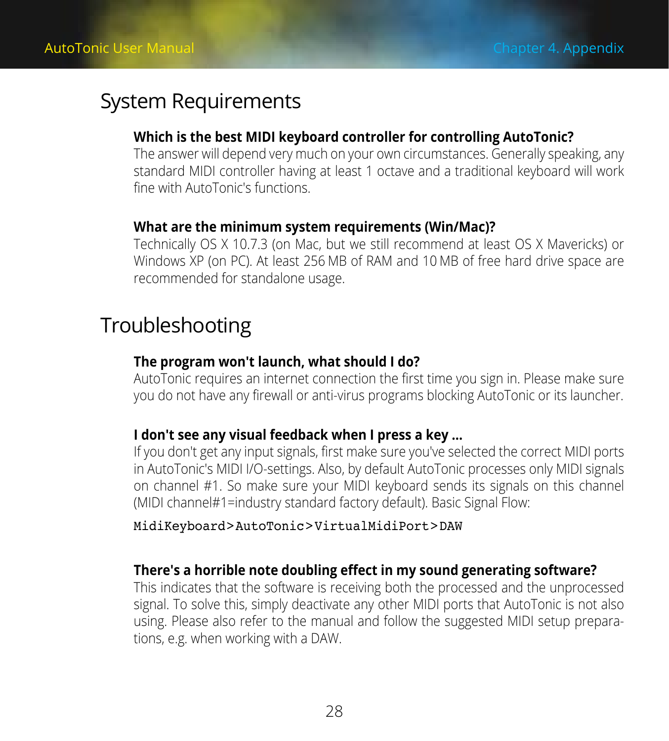## System Requirements

**Which is the best MIDI keyboard controller for controlling AutoTonic?**
The answer will depend very much on your own circumstances. Generally speaking, any standard MIDI controller having at least 1 octave and a traditional keyboard will work fine with AutoTonic's functions.

**What are the minimum system requirements (Win/Mac)?**
Technically OS X 10.7.3 (on Mac, but we still recommend at least OS X Mavericks) or Windows XP (on PC). At least 256 MB of RAM and 10 MB of free hard drive space are recommended for standalone usage.

## Troubleshooting

**The program won't launch, what should I do?**
AutoTonic requires an internet connection the first time you sign in. Please make sure you do not have any firewall or anti-virus programs blocking AutoTonic or its launcher.

**I don't see any visual feedback when I press a key ...**
If you don't get any input signals, first make sure you've selected the correct MIDI ports in AutoTonic's MIDI I/O-settings. Also, by default AutoTonic processes only MIDI signals on channel #1. So make sure your MIDI keyboard sends its signals on this channel (MIDI channel#1=industry standard factory default). Basic Signal Flow:

```
MidiKeyboard>AutoTonic>VirtualMidiPort>DAW
```

**There's a horrible note doubling effect in my sound generating software?**
This indicates that the software is receiving both the processed and the unprocessed signal. To solve this, simply deactivate any other MIDI ports that AutoTonic is not also using. Please also refer to the manual and follow the suggested MIDI setup preparations, e.g. when working with a DAW.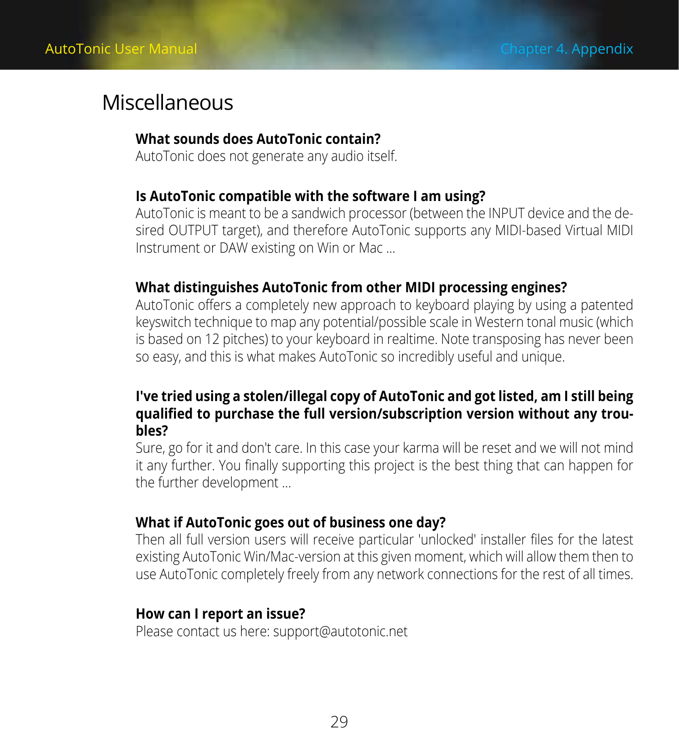# Miscellaneous

**What sounds does AutoTonic contain?**
AutoTonic does not generate any audio itself.

**Is AutoTonic compatible with the software I am using?**
AutoTonic is meant to be a sandwich processor (between the INPUT device and the desired OUTPUT target), and therefore AutoTonic supports any MIDI-based Virtual MIDI Instrument or DAW existing on Win or Mac ...

**What distinguishes AutoTonic from other MIDI processing engines?**
AutoTonic offers a completely new approach to keyboard playing by using a patented keyswitch technique to map any potential/possible scale in Western tonal music (which is based on 12 pitches) to your keyboard in realtime. Note transposing has never been so easy, and this is what makes AutoTonic so incredibly useful and unique.

**I've tried using a stolen/illegal copy of AutoTonic and got listed, am I still being qualified to purchase the full version/subscription version without any troubles?**
Sure, go for it and don't care. In this case your karma will be reset and we will not mind it any further. You finally supporting this project is the best thing that can happen for the further development ...

**What if AutoTonic goes out of business one day?**
Then all full version users will receive particular 'unlocked' installer files for the latest existing AutoTonic Win/Mac-version at this given moment, which will allow them then to use AutoTonic completely freely from any network connections for the rest of all times.

**How can I report an issue?**
Please contact us here: support@autotonic.net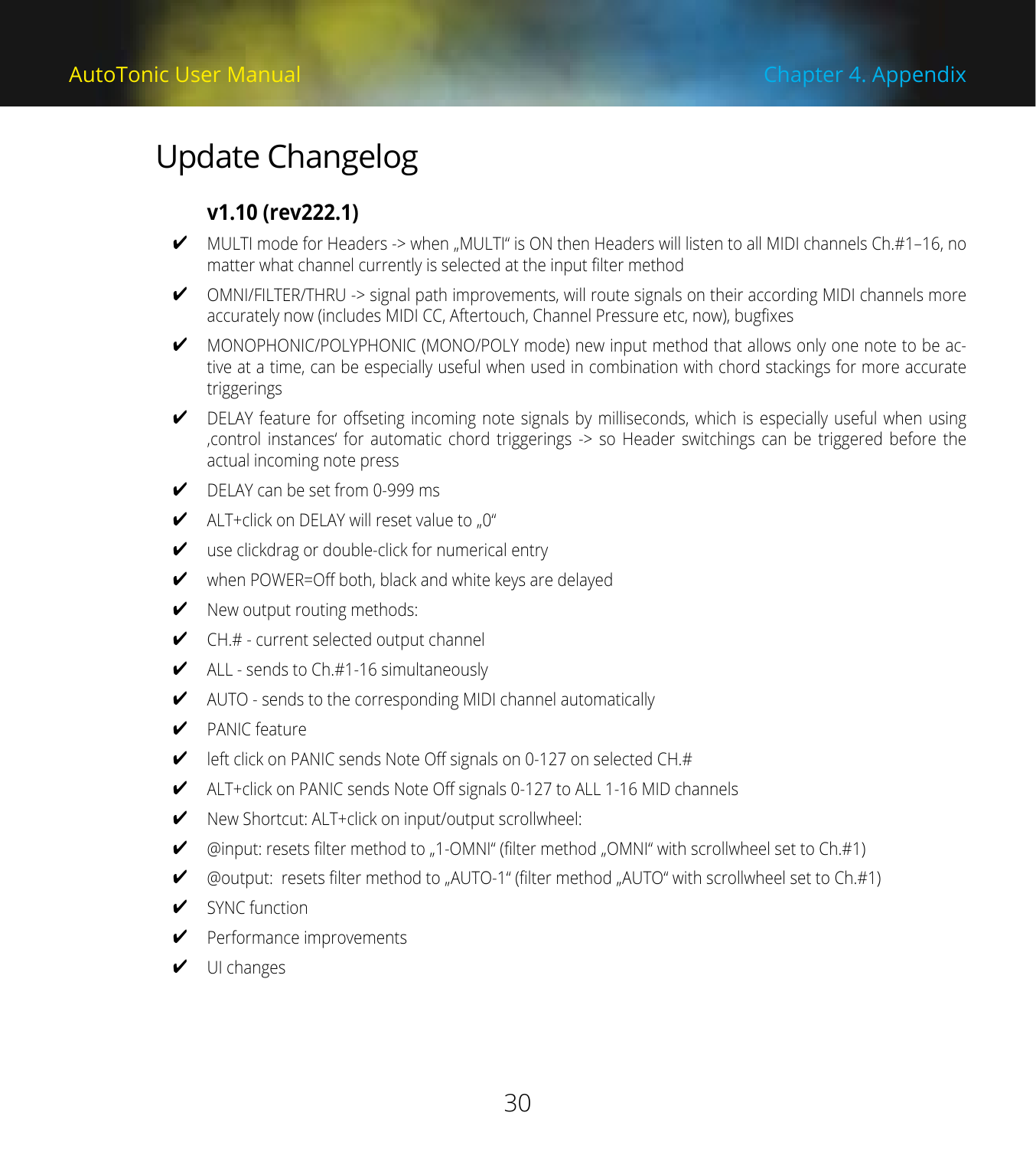# Update Changelog

### v1.10 (rev222.1)

- ✔ MULTI mode for Headers -> when „MULTI" is ON then Headers will listen to all MIDI channels Ch.#1–16, no matter what channel currently is selected at the input filter method
- ✔ OMNI/FILTER/THRU -> signal path improvements, will route signals on their according MIDI channels more accurately now (includes MIDI CC, Aftertouch, Channel Pressure etc, now), bugfixes
- ✔ MONOPHONIC/POLYPHONIC (MONO/POLY mode) new input method that allows only one note to be active at a time, can be especially useful when used in combination with chord stackings for more accurate triggerings
- ✔ DELAY feature for offseting incoming note signals by milliseconds, which is especially useful when using ‚control instances' for automatic chord triggerings -> so Header switchings can be triggered before the actual incoming note press
- ✔ DELAY can be set from 0-999 ms
- ✔ ALT+click on DELAY will reset value to „0"
- ✔ use clickdrag or double-click for numerical entry
- ✔ when POWER=Off both, black and white keys are delayed
- ✔ New output routing methods:
- ✔ CH.# - current selected output channel
- ✔ ALL - sends to Ch.#1-16 simultaneously
- ✔ AUTO - sends to the corresponding MIDI channel automatically
- ✔ PANIC feature
- ✔ left click on PANIC sends Note Off signals on 0-127 on selected CH.#
- ✔ ALT+click on PANIC sends Note Off signals 0-127 to ALL 1-16 MID channels
- ✔ New Shortcut: ALT+click on input/output scrollwheel:
- ✔ @input: resets filter method to „1-OMNI" (filter method „OMNI" with scrollwheel set to Ch.#1)
- ✔ @output: resets filter method to „AUTO-1" (filter method „AUTO" with scrollwheel set to Ch.#1)
- ✔ SYNC function
- ✔ Performance improvements
- ✔ UI changes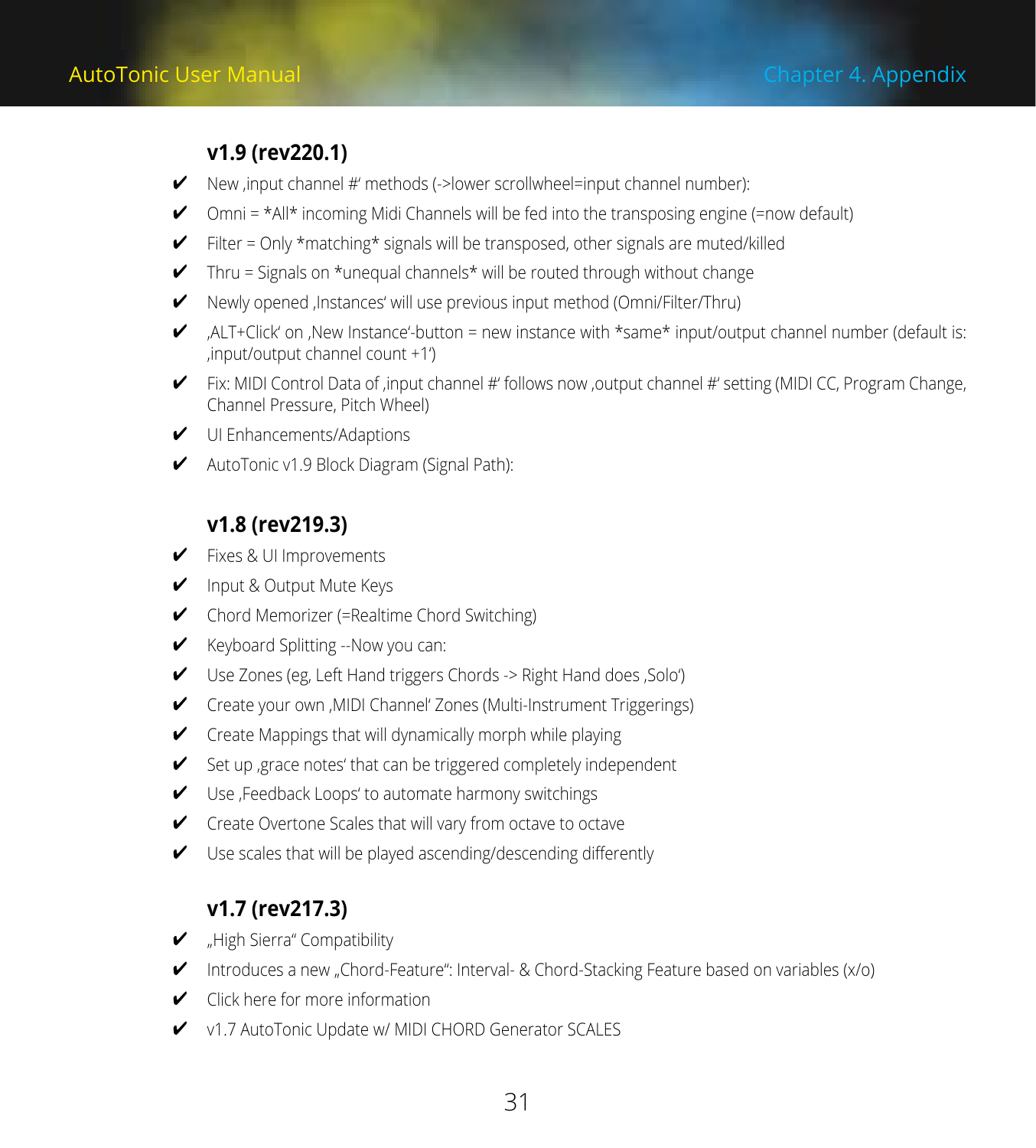### v1.9 (rev220.1)

- ✔ New ‚input channel #' methods (->lower scrollwheel=input channel number):
- ✔ Omni = *All* incoming Midi Channels will be fed into the transposing engine (=now default)
- ✔ Filter = Only *matching* signals will be transposed, other signals are muted/killed
- ✔ Thru = Signals on *unequal channels* will be routed through without change
- ✔ Newly opened ‚Instances' will use previous input method (Omni/Filter/Thru)
- ✔ ‚ALT+Click' on ‚New Instance'-button = new instance with *same* input/output channel number (default is: ‚input/output channel count +1')
- ✔ Fix: MIDI Control Data of ‚input channel #' follows now ‚output channel #' setting (MIDI CC, Program Change, Channel Pressure, Pitch Wheel)
- ✔ UI Enhancements/Adaptions
- ✔ AutoTonic v1.9 Block Diagram (Signal Path):

### v1.8 (rev219.3)

- ✔ Fixes & UI Improvements
- ✔ Input & Output Mute Keys
- ✔ Chord Memorizer (=Realtime Chord Switching)
- ✔ Keyboard Splitting --Now you can:
- ✔ Use Zones (eg, Left Hand triggers Chords -> Right Hand does ‚Solo')
- ✔ Create your own ‚MIDI Channel' Zones (Multi-Instrument Triggerings)
- ✔ Create Mappings that will dynamically morph while playing
- ✔ Set up ‚grace notes' that can be triggered completely independent
- ✔ Use ‚Feedback Loops' to automate harmony switchings
- ✔ Create Overtone Scales that will vary from octave to octave
- ✔ Use scales that will be played ascending/descending differently

### v1.7 (rev217.3)

- ✔ „High Sierra" Compatibility
- ✔ Introduces a new „Chord-Feature": Interval- & Chord-Stacking Feature based on variables (x/o)
- ✔ Click here for more information
- ✔ v1.7 AutoTonic Update w/ MIDI CHORD Generator SCALES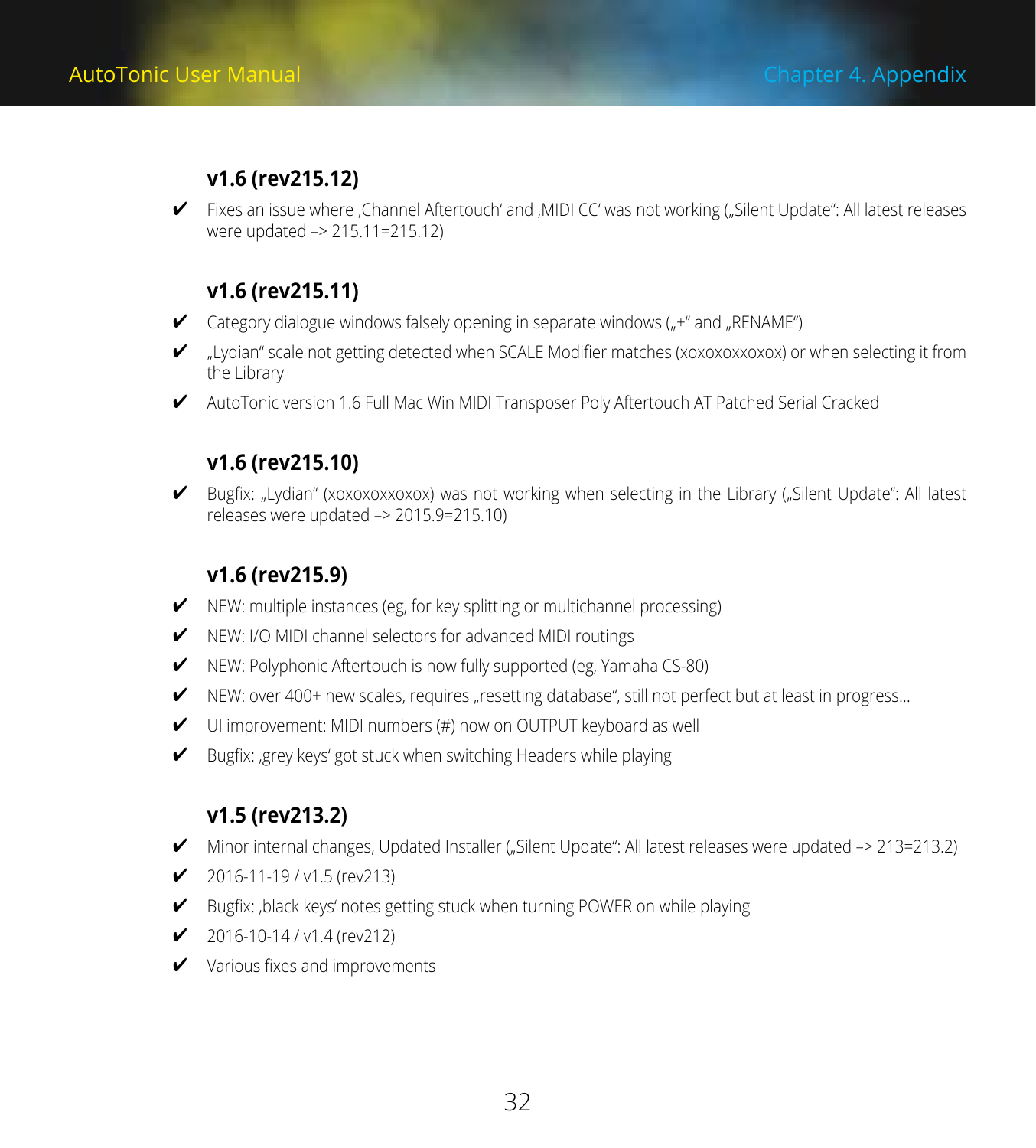### v1.6 (rev215.12)

- ✔ Fixes an issue where ‚Channel Aftertouch' and ‚MIDI CC' was not working („Silent Update": All latest releases were updated –> 215.11=215.12)

### v1.6 (rev215.11)

- ✔ Category dialogue windows falsely opening in separate windows („+" and „RENAME")
- ✔ „Lydian" scale not getting detected when SCALE Modifier matches (xoxoxoxxoxox) or when selecting it from the Library
- ✔ AutoTonic version 1.6 Full Mac Win MIDI Transposer Poly Aftertouch AT Patched Serial Cracked

### v1.6 (rev215.10)

- ✔ Bugfix: „Lydian" (xoxoxoxxoxox) was not working when selecting in the Library („Silent Update": All latest releases were updated –> 2015.9=215.10)

### v1.6 (rev215.9)

- ✔ NEW: multiple instances (eg, for key splitting or multichannel processing)
- ✔ NEW: I/O MIDI channel selectors for advanced MIDI routings
- ✔ NEW: Polyphonic Aftertouch is now fully supported (eg, Yamaha CS-80)
- ✔ NEW: over 400+ new scales, requires „resetting database", still not perfect but at least in progress…
- ✔ UI improvement: MIDI numbers (#) now on OUTPUT keyboard as well
- ✔ Bugfix: ‚grey keys' got stuck when switching Headers while playing

### v1.5 (rev213.2)

- ✔ Minor internal changes, Updated Installer („Silent Update": All latest releases were updated –> 213=213.2)
- ✔ 2016-11-19 / v1.5 (rev213)
- ✔ Bugfix: ‚black keys' notes getting stuck when turning POWER on while playing
- ✔ 2016-10-14 / v1.4 (rev212)
- ✔ Various fixes and improvements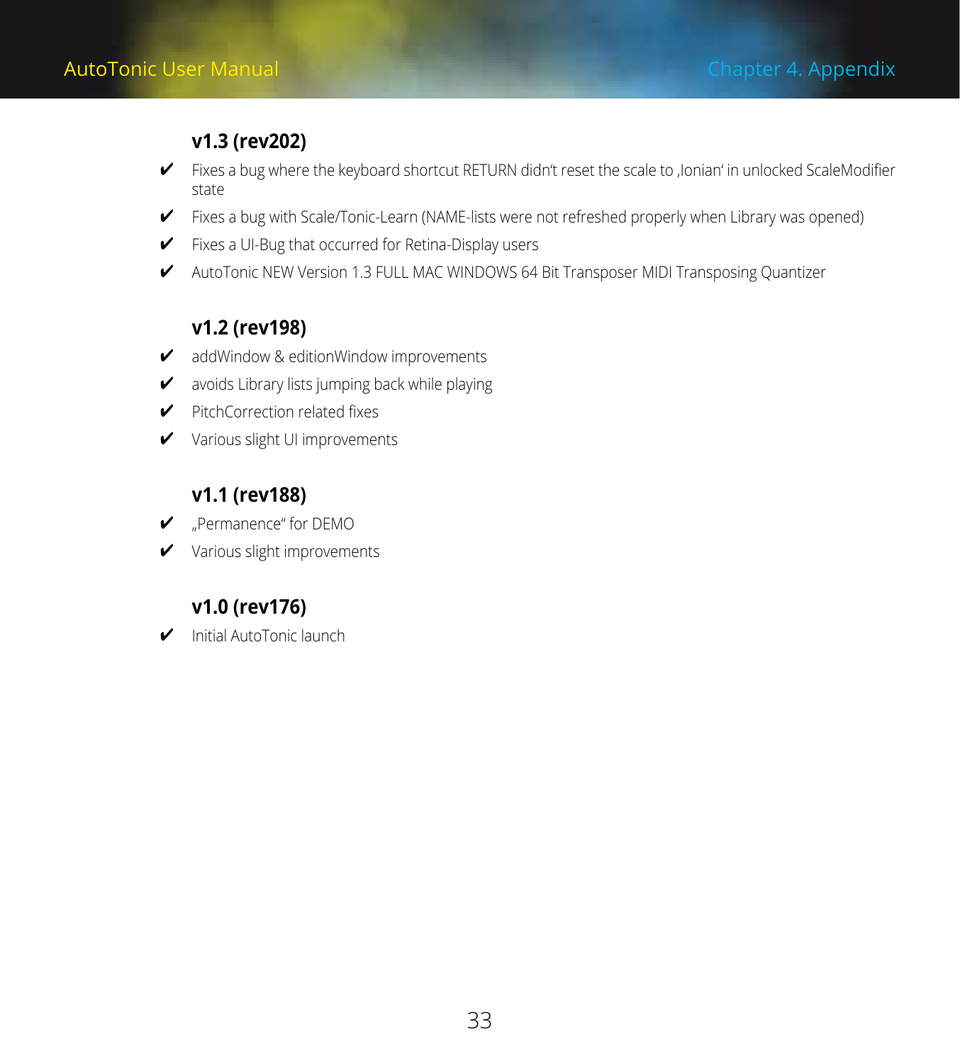### v1.3 (rev202)

- ✔ Fixes a bug where the keyboard shortcut RETURN didn‘t reset the scale to ‚Ionian‘ in unlocked ScaleModifier state
- ✔ Fixes a bug with Scale/Tonic-Learn (NAME-lists were not refreshed properly when Library was opened)
- ✔ Fixes a UI-Bug that occurred for Retina-Display users
- ✔ AutoTonic NEW Version 1.3 FULL MAC WINDOWS 64 Bit Transposer MIDI Transposing Quantizer

### v1.2 (rev198)

- ✔ addWindow & editionWindow improvements
- ✔ avoids Library lists jumping back while playing
- ✔ PitchCorrection related fixes
- ✔ Various slight UI improvements

### v1.1 (rev188)

- ✔ „Permanence" for DEMO
- ✔ Various slight improvements

### v1.0 (rev176)

- ✔ Initial AutoTonic launch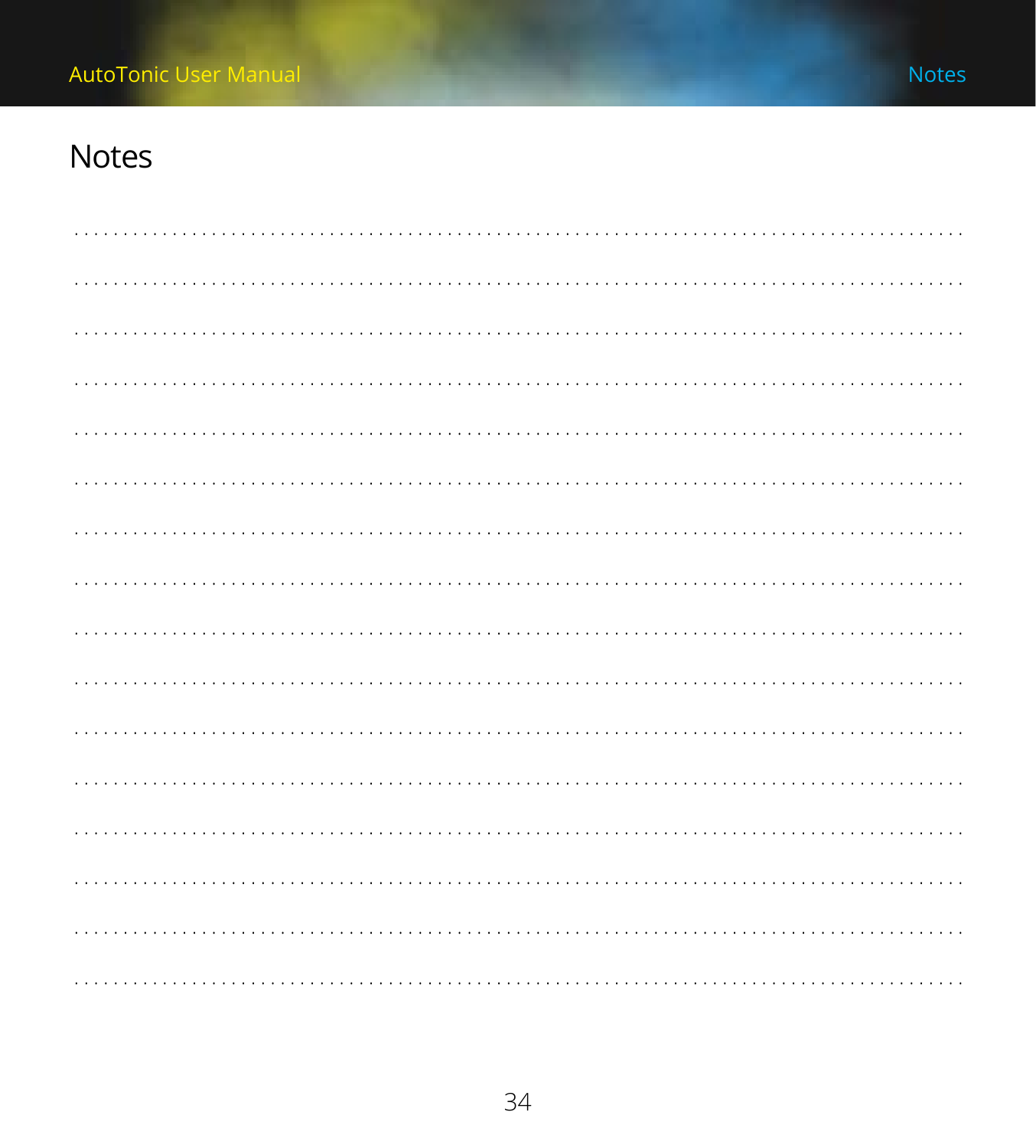# Notes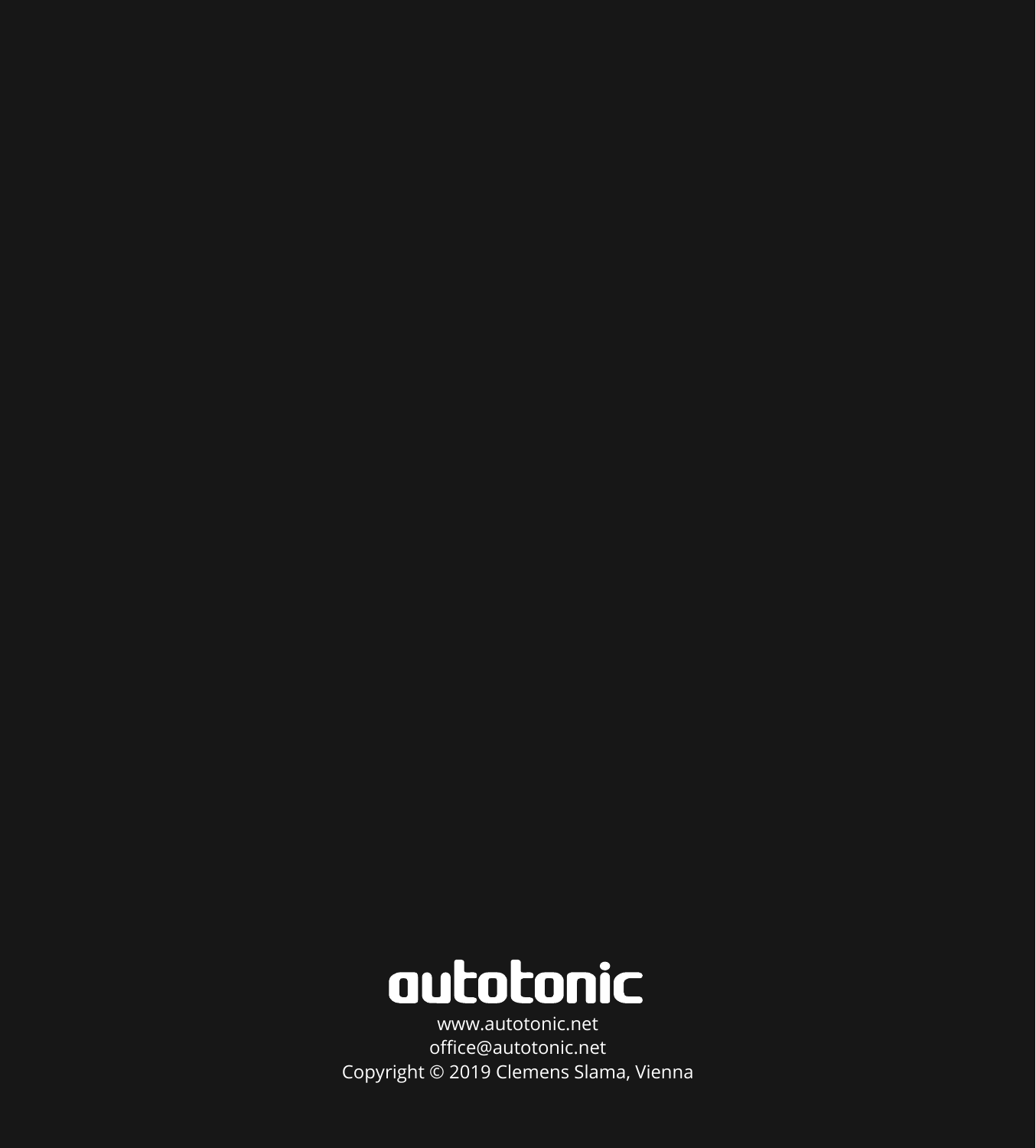autotonic

www.autotonic.net
office@autotonic.net
Copyright © 2019 Clemens Slama, Vienna